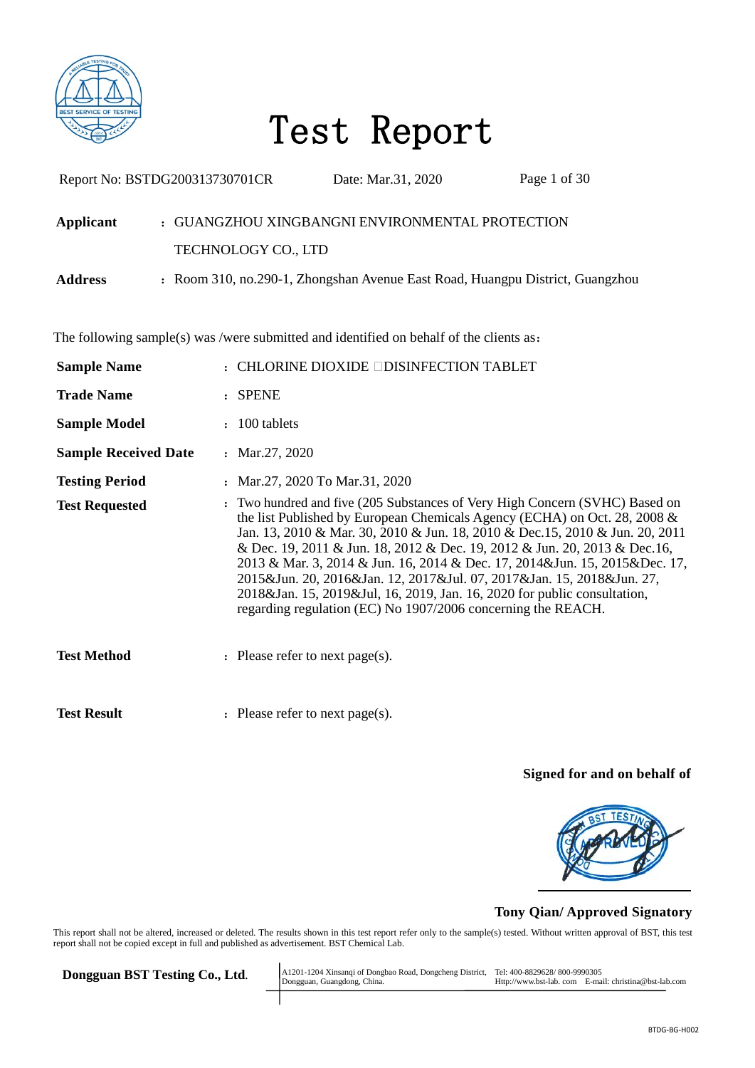# Test Report

Report No: BSTDG200313730701CR    Date: Mar.31, 2020

**Applicant** : GUANGZHOU XINGBANGNI ENVIRONMENTAL PROTECTION TECHNOLOGY CO., LTD

**Address** : Room 310, no.290-1, Zhongshan Avenue East Road, Huangpu District, Guangzhou

The following sample(s) was /were submitted and identified on behalf of the clients as：

**Sample Name** : CHLORINE DIOXIDE □DISINFECTION TABLET

**Trade Name** : SPENE

**Sample Model** : 100 tablets

**Sample Received Date** : Mar.27, 2020

**Testing Period** : Mar.27, 2020 To Mar.31, 2020

**Test Requested** : Two hundred and five (205 Substances of Very High Concern (SVHC) Based on the list Published by European Chemicals Agency (ECHA) on Oct. 28, 2008 & Jan. 13, 2010 & Mar. 30, 2010 & Jun. 18, 2010 & Dec.15, 2010 & Jun. 20, 2011 & Dec. 19, 2011 & Jun. 18, 2012 & Dec. 19, 2012 & Jun. 20, 2013 & Dec.16, 2013 & Mar. 3, 2014 & Jun. 16, 2014 & Dec. 17, 2014&Jun. 15, 2015&Dec. 17, 2015&Jun. 20, 2016&Jan. 12, 2017&Jul. 07, 2017&Jan. 15, 2018&Jun. 27, 2018&Jan. 15, 2019&Jul, 16, 2019, Jan. 16, 2020 for public consultation, regarding regulation (EC) No 1907/2006 concerning the REACH.

**Test Method** : Please refer to next page(s).

**Test Result** : Please refer to next page(s).

**Signed for and on behalf of**

**Tony Qian/ Approved Signatory**

This report shall not be altered, increased or deleted. The results shown in this test report refer only to the sample(s) tested. Without written approval of BST, this test report shall not be copied except in full and published as advertisement. BST Chemical Lab.

**Dongguan BST Testing Co., Ltd.** A1201-1204 Xinsanqi of Dongbao Road, Dongcheng District, Dongguan, Guangdong, China. Tel: 400-8829628/ 800-9990305 Http://www.bst-lab. com E-mail: christina@bst-lab.com

BTDG-BG-H002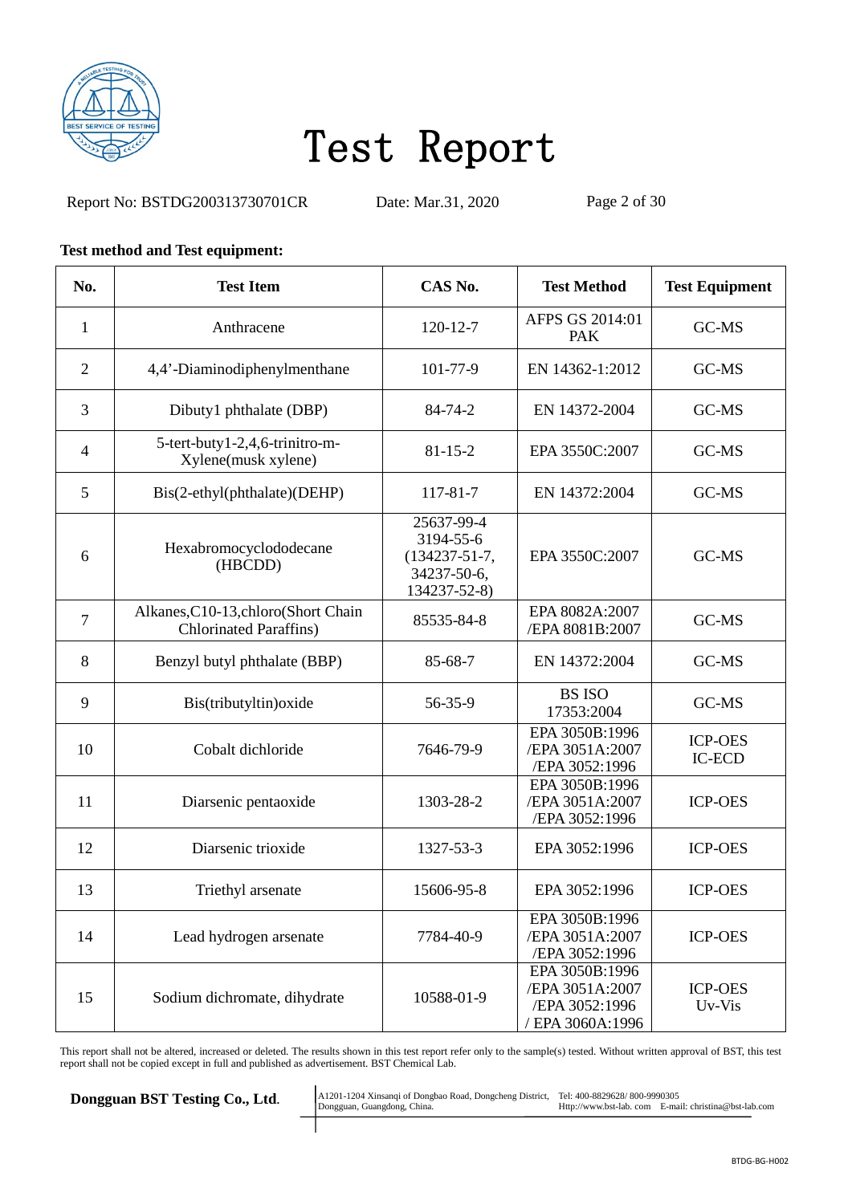# Test Report

Report No: BSTDG200313730701CR    Date: Mar.31, 2020

**Test method and Test equipment:**

| No. | Test Item | CAS No. | Test Method | Test Equipment |
|---|---|---|---|---|
| 1 | Anthracene | 120-12-7 | AFPS GS 2014:01 PAK | GC-MS |
| 2 | 4,4’-Diaminodiphenylmenthane | 101-77-9 | EN 14362-1:2012 | GC-MS |
| 3 | Dibuty1 phthalate (DBP) | 84-74-2 | EN 14372-2004 | GC-MS |
| 4 | 5-tert-buty1-2,4,6-trinitro-m-Xylene(musk xylene) | 81-15-2 | EPA 3550C:2007 | GC-MS |
| 5 | Bis(2-ethyl(phthalate)(DEHP) | 117-81-7 | EN 14372:2004 | GC-MS |
| 6 | Hexabromocyclododecane (HBCDD) | 25637-99-4 3194-55-6 (134237-51-7, 34237-50-6, 134237-52-8) | EPA 3550C:2007 | GC-MS |
| 7 | Alkanes,C10-13,chloro(Short Chain Chlorinated Paraffins) | 85535-84-8 | EPA 8082A:2007 /EPA 8081B:2007 | GC-MS |
| 8 | Benzyl butyl phthalate (BBP) | 85-68-7 | EN 14372:2004 | GC-MS |
| 9 | Bis(tributyltin)oxide | 56-35-9 | BS ISO 17353:2004 | GC-MS |
| 10 | Cobalt dichloride | 7646-79-9 | EPA 3050B:1996 /EPA 3051A:2007 /EPA 3052:1996 | ICP-OES IC-ECD |
| 11 | Diarsenic pentaoxide | 1303-28-2 | EPA 3050B:1996 /EPA 3051A:2007 /EPA 3052:1996 | ICP-OES |
| 12 | Diarsenic trioxide | 1327-53-3 | EPA 3052:1996 | ICP-OES |
| 13 | Triethyl arsenate | 15606-95-8 | EPA 3052:1996 | ICP-OES |
| 14 | Lead hydrogen arsenate | 7784-40-9 | EPA 3050B:1996 /EPA 3051A:2007 /EPA 3052:1996 | ICP-OES |
| 15 | Sodium dichromate, dihydrate | 10588-01-9 | EPA 3050B:1996 /EPA 3051A:2007 /EPA 3052:1996 / EPA 3060A:1996 | ICP-OES Uv-Vis |

This report shall not be altered, increased or deleted. The results shown in this test report refer only to the sample(s) tested. Without written approval of BST, this test report shall not be copied except in full and published as advertisement. BST Chemical Lab.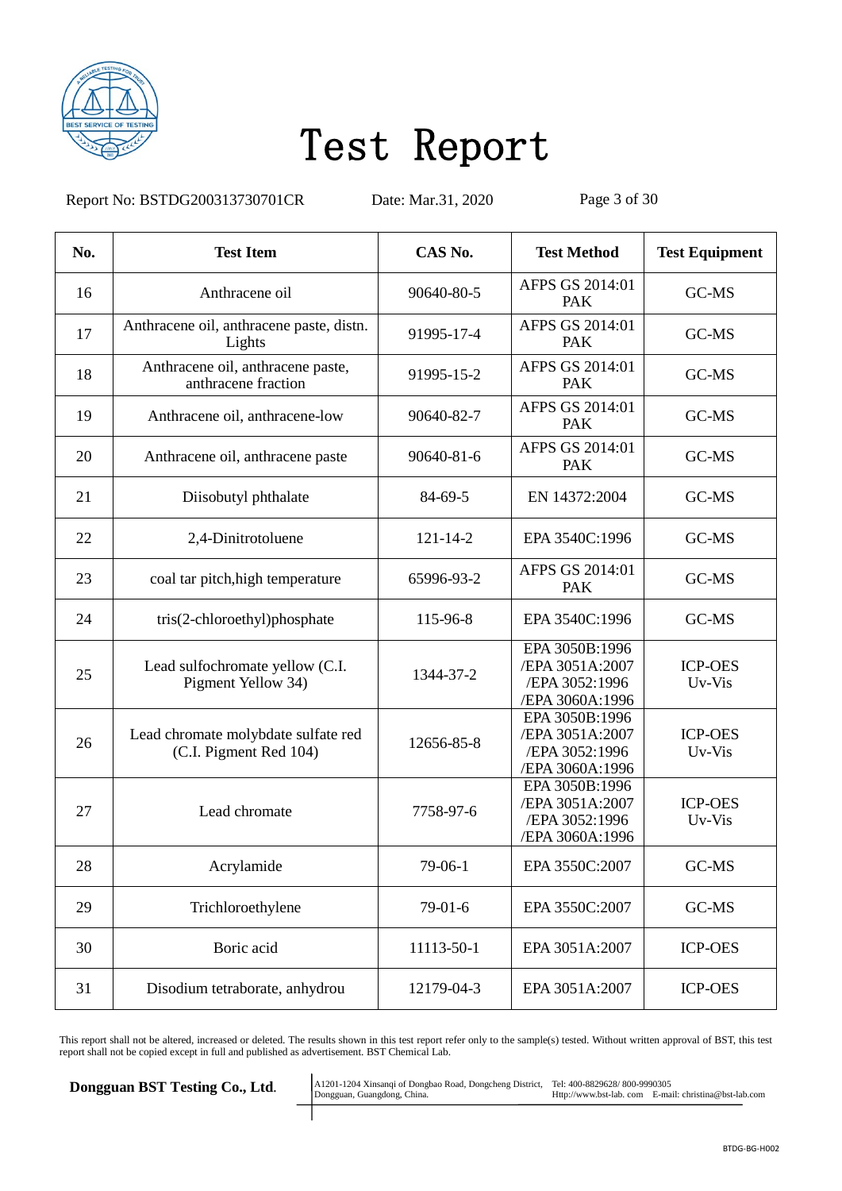# Test Report

Report No: BSTDG200313730701CR  Date: Mar.31, 2020

| No. | Test Item | CAS No. | Test Method | Test Equipment |
|---|---|---|---|---|
| 16 | Anthracene oil | 90640-80-5 | AFPS GS 2014:01 PAK | GC-MS |
| 17 | Anthracene oil, anthracene paste, distn. Lights | 91995-17-4 | AFPS GS 2014:01 PAK | GC-MS |
| 18 | Anthracene oil, anthracene paste, anthracene fraction | 91995-15-2 | AFPS GS 2014:01 PAK | GC-MS |
| 19 | Anthracene oil, anthracene-low | 90640-82-7 | AFPS GS 2014:01 PAK | GC-MS |
| 20 | Anthracene oil, anthracene paste | 90640-81-6 | AFPS GS 2014:01 PAK | GC-MS |
| 21 | Diisobutyl phthalate | 84-69-5 | EN 14372:2004 | GC-MS |
| 22 | 2,4-Dinitrotoluene | 121-14-2 | EPA 3540C:1996 | GC-MS |
| 23 | coal tar pitch,high temperature | 65996-93-2 | AFPS GS 2014:01 PAK | GC-MS |
| 24 | tris(2-chloroethyl)phosphate | 115-96-8 | EPA 3540C:1996 | GC-MS |
| 25 | Lead sulfochromate yellow (C.I. Pigment Yellow 34) | 1344-37-2 | EPA 3050B:1996 /EPA 3051A:2007 /EPA 3052:1996 /EPA 3060A:1996 | ICP-OES Uv-Vis |
| 26 | Lead chromate molybdate sulfate red (C.I. Pigment Red 104) | 12656-85-8 | EPA 3050B:1996 /EPA 3051A:2007 /EPA 3052:1996 /EPA 3060A:1996 | ICP-OES Uv-Vis |
| 27 | Lead chromate | 7758-97-6 | EPA 3050B:1996 /EPA 3051A:2007 /EPA 3052:1996 /EPA 3060A:1996 | ICP-OES Uv-Vis |
| 28 | Acrylamide | 79-06-1 | EPA 3550C:2007 | GC-MS |
| 29 | Trichloroethylene | 79-01-6 | EPA 3550C:2007 | GC-MS |
| 30 | Boric acid | 11113-50-1 | EPA 3051A:2007 | ICP-OES |
| 31 | Disodium tetraborate, anhydrou | 12179-04-3 | EPA 3051A:2007 | ICP-OES |

This report shall not be altered, increased or deleted. The results shown in this test report refer only to the sample(s) tested. Without written approval of BST, this test report shall not be copied except in full and published as advertisement. BST Chemical Lab.

**Dongguan BST Testing Co., Ltd.**

A1201-1204 Xinsanqi of Dongbao Road, Dongcheng District, Dongguan, Guangdong, China.

Tel: 400-8829628/ 800-9990305
Http://www.bst-lab. com E-mail: christina@bst-lab.com

BTDG-BG-H002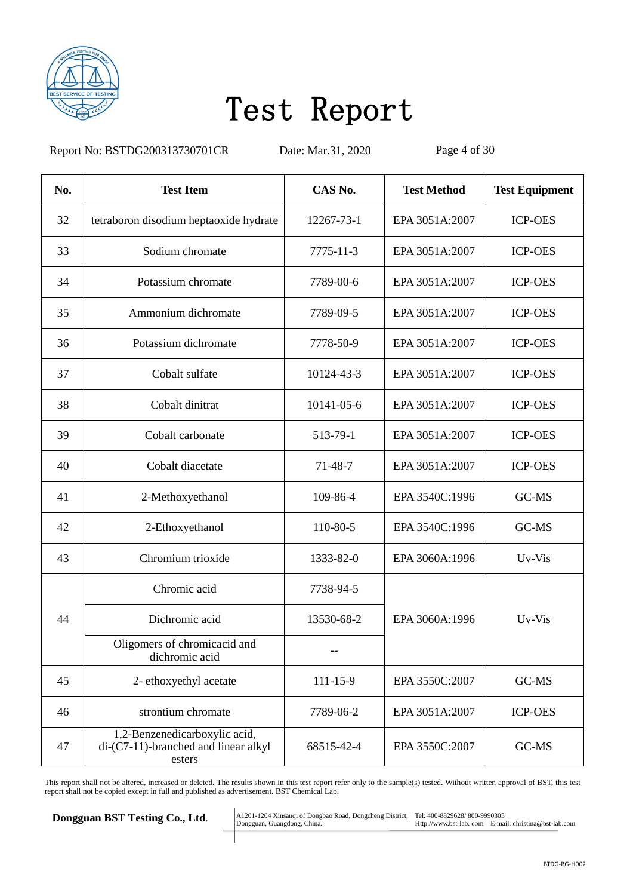# Test Report

Report No: BSTDG200313730701CR Date: Mar.31, 2020

| No. | Test Item | CAS No. | Test Method | Test Equipment |
|---|---|---|---|---|
| 32 | tetraboron disodium heptaoxide hydrate | 12267-73-1 | EPA 3051A:2007 | ICP-OES |
| 33 | Sodium chromate | 7775-11-3 | EPA 3051A:2007 | ICP-OES |
| 34 | Potassium chromate | 7789-00-6 | EPA 3051A:2007 | ICP-OES |
| 35 | Ammonium dichromate | 7789-09-5 | EPA 3051A:2007 | ICP-OES |
| 36 | Potassium dichromate | 7778-50-9 | EPA 3051A:2007 | ICP-OES |
| 37 | Cobalt sulfate | 10124-43-3 | EPA 3051A:2007 | ICP-OES |
| 38 | Cobalt dinitrat | 10141-05-6 | EPA 3051A:2007 | ICP-OES |
| 39 | Cobalt carbonate | 513-79-1 | EPA 3051A:2007 | ICP-OES |
| 40 | Cobalt diacetate | 71-48-7 | EPA 3051A:2007 | ICP-OES |
| 41 | 2-Methoxyethanol | 109-86-4 | EPA 3540C:1996 | GC-MS |
| 42 | 2-Ethoxyethanol | 110-80-5 | EPA 3540C:1996 | GC-MS |
| 43 | Chromium trioxide | 1333-82-0 | EPA 3060A:1996 | Uv-Vis |
| 44 | Chromic acid | 7738-94-5 | EPA 3060A:1996 | Uv-Vis |
| | Dichromic acid | 13530-68-2 | | |
| | Oligomers of chromicacid and dichromic acid | -- | | |
| 45 | 2- ethoxyethyl acetate | 111-15-9 | EPA 3550C:2007 | GC-MS |
| 46 | strontium chromate | 7789-06-2 | EPA 3051A:2007 | ICP-OES |
| 47 | 1,2-Benzenedicarboxylic acid, di-(C7-11)-branched and linear alkyl esters | 68515-42-4 | EPA 3550C:2007 | GC-MS |

This report shall not be altered, increased or deleted. The results shown in this test report refer only to the sample(s) tested. Without written approval of BST, this test report shall not be copied except in full and published as advertisement. BST Chemical Lab.

**Dongguan BST Testing Co., Ltd.** A1201-1204 Xinsanqi of Dongbao Road, Dongcheng District, Dongguan, Guangdong, China. Tel: 400-8829628/ 800-9990305 Http://www.bst-lab. com E-mail: christina@bst-lab.com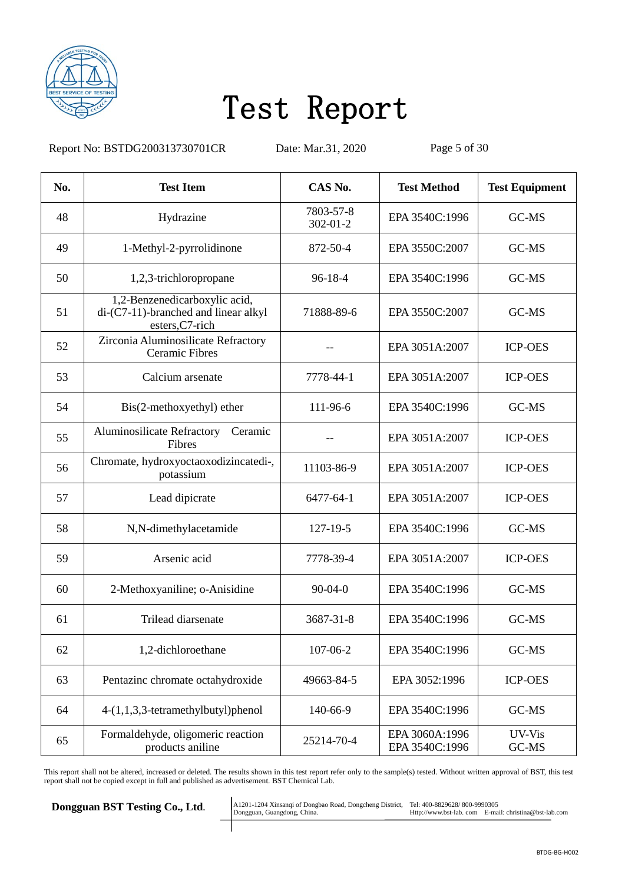# Test Report

Report No: BSTDG200313730701CR  Date: Mar.31, 2020

| No. | Test Item | CAS No. | Test Method | Test Equipment |
|---|---|---|---|---|
| 48 | Hydrazine | 7803-57-8<br>302-01-2 | EPA 3540C:1996 | GC-MS |
| 49 | 1-Methyl-2-pyrrolidinone | 872-50-4 | EPA 3550C:2007 | GC-MS |
| 50 | 1,2,3-trichloropropane | 96-18-4 | EPA 3540C:1996 | GC-MS |
| 51 | 1,2-Benzenedicarboxylic acid, di-(C7-11)-branched and linear alkyl esters,C7-rich | 71888-89-6 | EPA 3550C:2007 | GC-MS |
| 52 | Zirconia Aluminosilicate Refractory Ceramic Fibres | -- | EPA 3051A:2007 | ICP-OES |
| 53 | Calcium arsenate | 7778-44-1 | EPA 3051A:2007 | ICP-OES |
| 54 | Bis(2-methoxyethyl) ether | 111-96-6 | EPA 3540C:1996 | GC-MS |
| 55 | Aluminosilicate Refractory Ceramic Fibres | -- | EPA 3051A:2007 | ICP-OES |
| 56 | Chromate, hydroxyoctaoxodizincatedi-, potassium | 11103-86-9 | EPA 3051A:2007 | ICP-OES |
| 57 | Lead dipicrate | 6477-64-1 | EPA 3051A:2007 | ICP-OES |
| 58 | N,N-dimethylacetamide | 127-19-5 | EPA 3540C:1996 | GC-MS |
| 59 | Arsenic acid | 7778-39-4 | EPA 3051A:2007 | ICP-OES |
| 60 | 2-Methoxyaniline; o-Anisidine | 90-04-0 | EPA 3540C:1996 | GC-MS |
| 61 | Trilead diarsenate | 3687-31-8 | EPA 3540C:1996 | GC-MS |
| 62 | 1,2-dichloroethane | 107-06-2 | EPA 3540C:1996 | GC-MS |
| 63 | Pentazinc chromate octahydroxide | 49663-84-5 | EPA 3052:1996 | ICP-OES |
| 64 | 4-(1,1,3,3-tetramethylbutyl)phenol | 140-66-9 | EPA 3540C:1996 | GC-MS |
| 65 | Formaldehyde, oligomeric reaction products aniline | 25214-70-4 | EPA 3060A:1996<br>EPA 3540C:1996 | UV-Vis<br>GC-MS |

This report shall not be altered, increased or deleted. The results shown in this test report refer only to the sample(s) tested. Without written approval of BST, this test report shall not be copied except in full and published as advertisement. BST Chemical Lab.

**Dongguan BST Testing Co., Ltd.** A1201-1204 Xinsanqi of Dongbao Road, Dongcheng District, Dongguan, Guangdong, China. Tel: 400-8829628/ 800-9990305 Http://www.bst-lab. com E-mail: christina@bst-lab.com

BTDG-BG-H002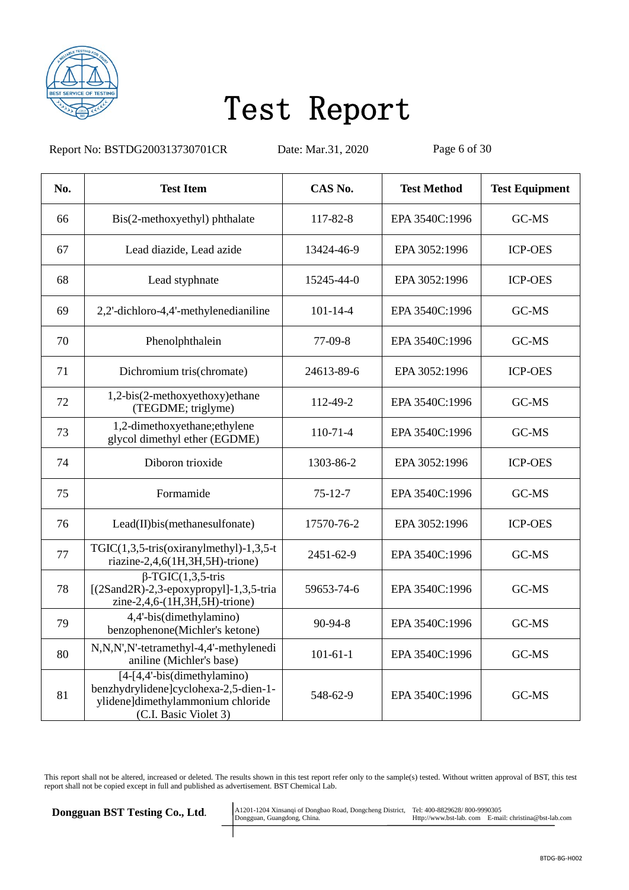# Test Report

Report No: BSTDG200313730701CR    Date: Mar.31, 2020

| No. | Test Item | CAS No. | Test Method | Test Equipment |
|---|---|---|---|---|
| 66 | Bis(2-methoxyethyl) phthalate | 117-82-8 | EPA 3540C:1996 | GC-MS |
| 67 | Lead diazide, Lead azide | 13424-46-9 | EPA 3052:1996 | ICP-OES |
| 68 | Lead styphnate | 15245-44-0 | EPA 3052:1996 | ICP-OES |
| 69 | 2,2'-dichloro-4,4'-methylenedianiline | 101-14-4 | EPA 3540C:1996 | GC-MS |
| 70 | Phenolphthalein | 77-09-8 | EPA 3540C:1996 | GC-MS |
| 71 | Dichromium tris(chromate) | 24613-89-6 | EPA 3052:1996 | ICP-OES |
| 72 | 1,2-bis(2-methoxyethoxy)ethane (TEGDME; triglyme) | 112-49-2 | EPA 3540C:1996 | GC-MS |
| 73 | 1,2-dimethoxyethane;ethylene glycol dimethyl ether (EGDME) | 110-71-4 | EPA 3540C:1996 | GC-MS |
| 74 | Diboron trioxide | 1303-86-2 | EPA 3052:1996 | ICP-OES |
| 75 | Formamide | 75-12-7 | EPA 3540C:1996 | GC-MS |
| 76 | Lead(II)bis(methanesulfonate) | 17570-76-2 | EPA 3052:1996 | ICP-OES |
| 77 | TGIC(1,3,5-tris(oxiranylmethyl)-1,3,5-triazine-2,4,6(1H,3H,5H)-trione) | 2451-62-9 | EPA 3540C:1996 | GC-MS |
| 78 | β-TGIC(1,3,5-tris [(2Sand2R)-2,3-epoxypropyl]-1,3,5-triazine-2,4,6-(1H,3H,5H)-trione) | 59653-74-6 | EPA 3540C:1996 | GC-MS |
| 79 | 4,4'-bis(dimethylamino) benzophenone(Michler's ketone) | 90-94-8 | EPA 3540C:1996 | GC-MS |
| 80 | N,N,N',N'-tetramethyl-4,4'-methylenedianiline (Michler's base) | 101-61-1 | EPA 3540C:1996 | GC-MS |
| 81 | [4-[4,4'-bis(dimethylamino) benzhydrylidene]cyclohexa-2,5-dien-1-ylidene]dimethylammonium chloride (C.I. Basic Violet 3) | 548-62-9 | EPA 3540C:1996 | GC-MS |

This report shall not be altered, increased or deleted. The results shown in this test report refer only to the sample(s) tested. Without written approval of BST, this test report shall not be copied except in full and published as advertisement. BST Chemical Lab.

**Dongguan BST Testing Co., Ltd.** A1201-1204 Xinsanqi of Dongbao Road, Dongcheng District, Dongguan, Guangdong, China. Tel: 400-8829628/ 800-9990305 Http://www.bst-lab. com E-mail: christina@bst-lab.com

BTDG-BG-H002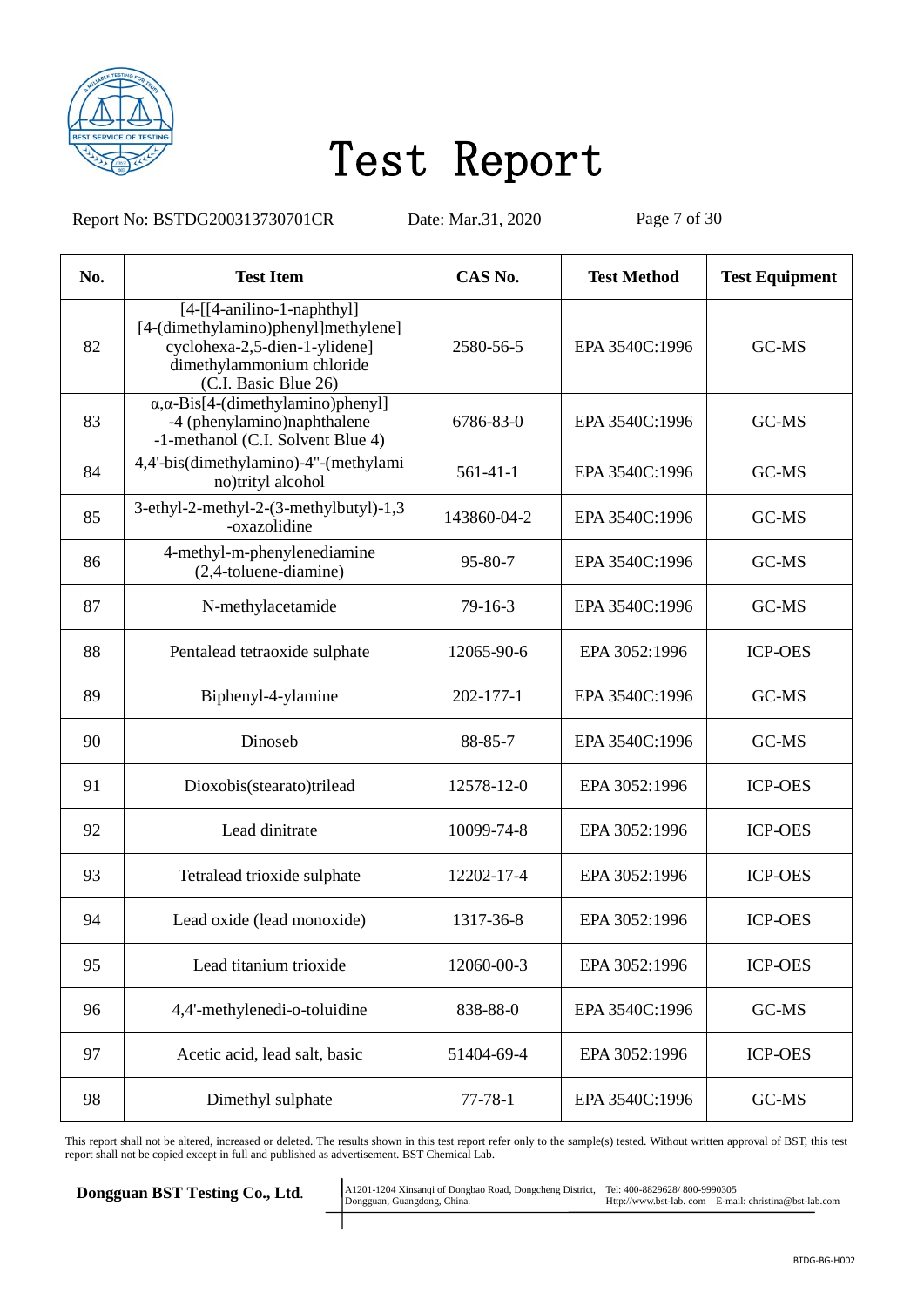# Test Report

Report No: BSTDG200313730701CR Date: Mar.31, 2020

| No. | Test Item | CAS No. | Test Method | Test Equipment |
|---|---|---|---|---|
| 82 | [4-[[4-anilino-1-naphthyl][4-(dimethylamino)phenyl]methylene]cyclohexa-2,5-dien-1-ylidene]dimethylammonium chloride (C.I. Basic Blue 26) | 2580-56-5 | EPA 3540C:1996 | GC-MS |
| 83 | α,α-Bis[4-(dimethylamino)phenyl]-4 (phenylamino)naphthalene-1-methanol (C.I. Solvent Blue 4) | 6786-83-0 | EPA 3540C:1996 | GC-MS |
| 84 | 4,4'-bis(dimethylamino)-4"-(methylamino)trityl alcohol | 561-41-1 | EPA 3540C:1996 | GC-MS |
| 85 | 3-ethyl-2-methyl-2-(3-methylbutyl)-1,3-oxazolidine | 143860-04-2 | EPA 3540C:1996 | GC-MS |
| 86 | 4-methyl-m-phenylenediamine (2,4-toluene-diamine) | 95-80-7 | EPA 3540C:1996 | GC-MS |
| 87 | N-methylacetamide | 79-16-3 | EPA 3540C:1996 | GC-MS |
| 88 | Pentalead tetraoxide sulphate | 12065-90-6 | EPA 3052:1996 | ICP-OES |
| 89 | Biphenyl-4-ylamine | 202-177-1 | EPA 3540C:1996 | GC-MS |
| 90 | Dinoseb | 88-85-7 | EPA 3540C:1996 | GC-MS |
| 91 | Dioxobis(stearato)trilead | 12578-12-0 | EPA 3052:1996 | ICP-OES |
| 92 | Lead dinitrate | 10099-74-8 | EPA 3052:1996 | ICP-OES |
| 93 | Tetralead trioxide sulphate | 12202-17-4 | EPA 3052:1996 | ICP-OES |
| 94 | Lead oxide (lead monoxide) | 1317-36-8 | EPA 3052:1996 | ICP-OES |
| 95 | Lead titanium trioxide | 12060-00-3 | EPA 3052:1996 | ICP-OES |
| 96 | 4,4'-methylenedi-o-toluidine | 838-88-0 | EPA 3540C:1996 | GC-MS |
| 97 | Acetic acid, lead salt, basic | 51404-69-4 | EPA 3052:1996 | ICP-OES |
| 98 | Dimethyl sulphate | 77-78-1 | EPA 3540C:1996 | GC-MS |

This report shall not be altered, increased or deleted. The results shown in this test report refer only to the sample(s) tested. Without written approval of BST, this test report shall not be copied except in full and published as advertisement. BST Chemical Lab.

**Dongguan BST Testing Co., Ltd.** A1201-1204 Xinsanqi of Dongbao Road, Dongcheng District, Dongguan, Guangdong, China. Tel: 400-8829628/ 800-9990305 Http://www.bst-lab. com E-mail: christina@bst-lab.com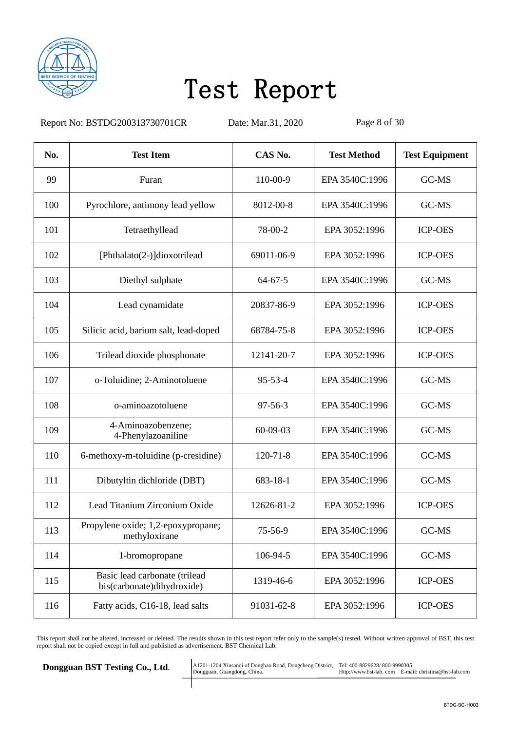| No. | Test Item | CAS No. | Test Method | Test Equipment |
|---|---|---|---|---|
| 99 | Furan | 110-00-9 | EPA 3540C:1996 | GC-MS |
| 100 | Pyrochlore, antimony lead yellow | 8012-00-8 | EPA 3540C:1996 | GC-MS |
| 101 | Tetraethyllead | 78-00-2 | EPA 3052:1996 | ICP-OES |
| 102 | [Phthalato(2-)]dioxotrilead | 69011-06-9 | EPA 3052:1996 | ICP-OES |
| 103 | Diethyl sulphate | 64-67-5 | EPA 3540C:1996 | GC-MS |
| 104 | Lead cynamidate | 20837-86-9 | EPA 3052:1996 | ICP-OES |
| 105 | Silicic acid, barium salt, lead-doped | 68784-75-8 | EPA 3052:1996 | ICP-OES |
| 106 | Trilead dioxide phosphonate | 12141-20-7 | EPA 3052:1996 | ICP-OES |
| 107 | o-Toluidine; 2-Aminotoluene | 95-53-4 | EPA 3540C:1996 | GC-MS |
| 108 | o-aminoazotoluene | 97-56-3 | EPA 3540C:1996 | GC-MS |
| 109 | 4-Aminoazobenzene; 4-Phenylazoaniline | 60-09-03 | EPA 3540C:1996 | GC-MS |
| 110 | 6-methoxy-m-toluidine (p-cresidine) | 120-71-8 | EPA 3540C:1996 | GC-MS |
| 111 | Dibutyltin dichloride (DBT) | 683-18-1 | EPA 3540C:1996 | GC-MS |
| 112 | Lead Titanium Zirconium Oxide | 12626-81-2 | EPA 3052:1996 | ICP-OES |
| 113 | Propylene oxide; 1,2-epoxypropane; methyloxirane | 75-56-9 | EPA 3540C:1996 | GC-MS |
| 114 | 1-bromopropane | 106-94-5 | EPA 3540C:1996 | GC-MS |
| 115 | Basic lead carbonate (trilead bis(carbonate)dihydroxide) | 1319-46-6 | EPA 3052:1996 | ICP-OES |
| 116 | Fatty acids, C16-18, lead salts | 91031-62-8 | EPA 3052:1996 | ICP-OES |

This report shall not be altered, increased or deleted. The results shown in this test report refer only to the sample(s) tested. Without written approval of BST, this test report shall not be copied except in full and published as advertisement. BST Chemical Lab.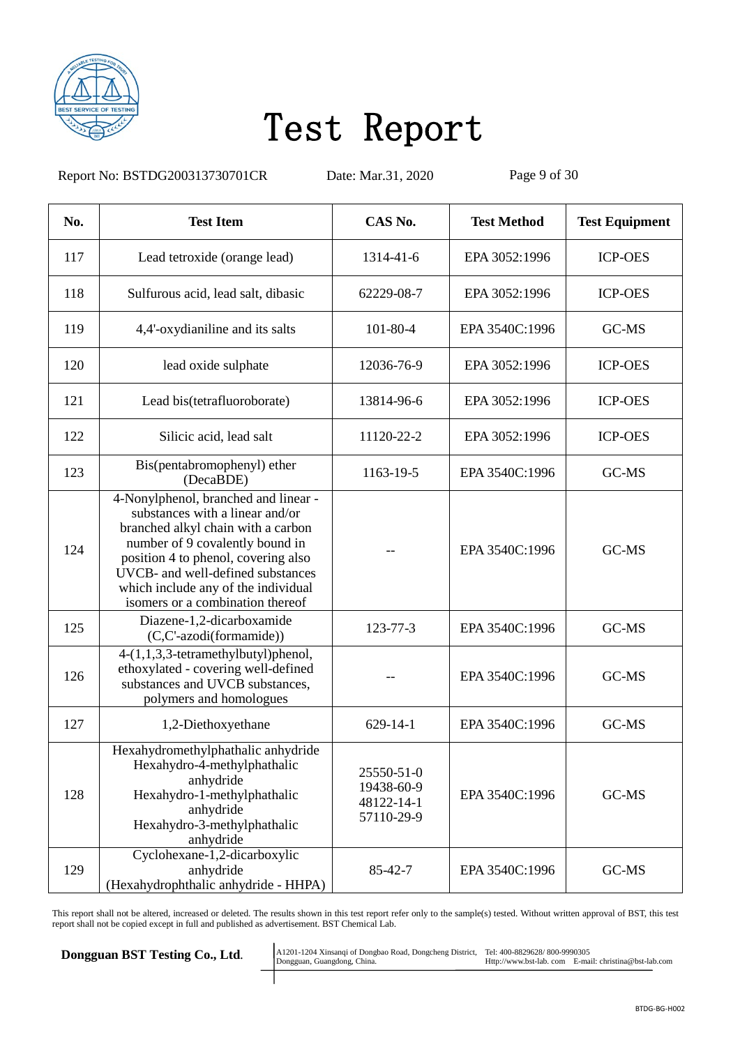# Test Report

Report No: BSTDG200313730701CR Date: Mar.31, 2020

| No. | Test Item | CAS No. | Test Method | Test Equipment |
|---|---|---|---|---|
| 117 | Lead tetroxide (orange lead) | 1314-41-6 | EPA 3052:1996 | ICP-OES |
| 118 | Sulfurous acid, lead salt, dibasic | 62229-08-7 | EPA 3052:1996 | ICP-OES |
| 119 | 4,4'-oxydianiline and its salts | 101-80-4 | EPA 3540C:1996 | GC-MS |
| 120 | lead oxide sulphate | 12036-76-9 | EPA 3052:1996 | ICP-OES |
| 121 | Lead bis(tetrafluoroborate) | 13814-96-6 | EPA 3052:1996 | ICP-OES |
| 122 | Silicic acid, lead salt | 11120-22-2 | EPA 3052:1996 | ICP-OES |
| 123 | Bis(pentabromophenyl) ether (DecaBDE) | 1163-19-5 | EPA 3540C:1996 | GC-MS |
| 124 | 4-Nonylphenol, branched and linear - substances with a linear and/or branched alkyl chain with a carbon number of 9 covalently bound in position 4 to phenol, covering also UVCB- and well-defined substances which include any of the individual isomers or a combination thereof | -- | EPA 3540C:1996 | GC-MS |
| 125 | Diazene-1,2-dicarboxamide (C,C'-azodi(formamide)) | 123-77-3 | EPA 3540C:1996 | GC-MS |
| 126 | 4-(1,1,3,3-tetramethylbutyl)phenol, ethoxylated - covering well-defined substances and UVCB substances, polymers and homologues | -- | EPA 3540C:1996 | GC-MS |
| 127 | 1,2-Diethoxyethane | 629-14-1 | EPA 3540C:1996 | GC-MS |
| 128 | Hexahydromethylphathalic anhydride<br>Hexahydro-4-methylphathalic anhydride<br>Hexahydro-1-methylphathalic anhydride<br>Hexahydro-3-methylphathalic anhydride | 25550-51-0<br>19438-60-9<br>48122-14-1<br>57110-29-9 | EPA 3540C:1996 | GC-MS |
| 129 | Cyclohexane-1,2-dicarboxylic anhydride (Hexahydrophthalic anhydride - HHPA) | 85-42-7 | EPA 3540C:1996 | GC-MS |

This report shall not be altered, increased or deleted. The results shown in this test report refer only to the sample(s) tested. Without written approval of BST, this test report shall not be copied except in full and published as advertisement. BST Chemical Lab.

**Dongguan BST Testing Co., Ltd.** A1201-1204 Xinsanqi of Dongbao Road, Dongcheng District, Dongguan, Guangdong, China. Tel: 400-8829628/ 800-9990305 Http://www.bst-lab. com E-mail: christina@bst-lab.com

BTDG-BG-H002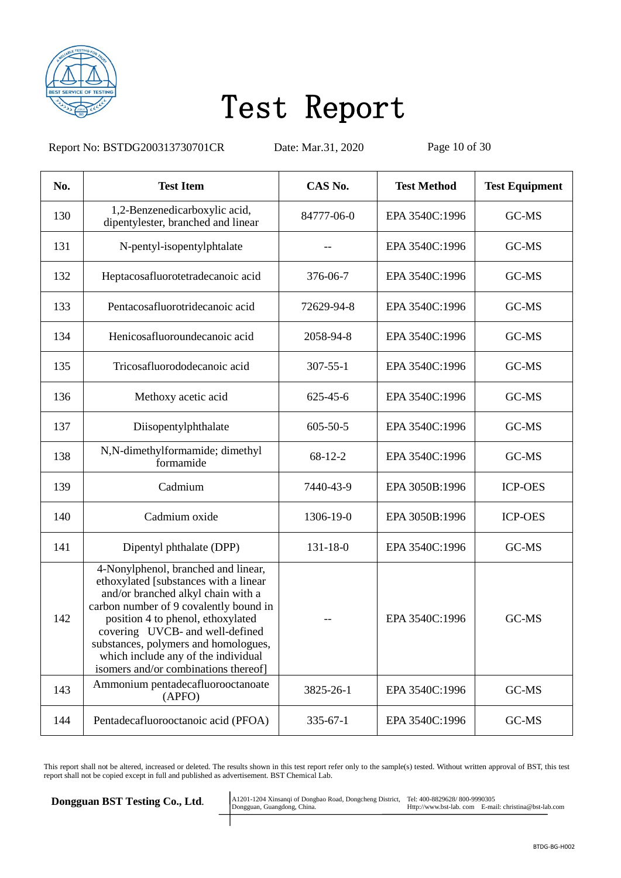# Test Report

Report No: BSTDG200313730701CR  Date: Mar.31, 2020

| No. | Test Item | CAS No. | Test Method | Test Equipment |
|---|---|---|---|---|
| 130 | 1,2-Benzenedicarboxylic acid, dipentylester, branched and linear | 84777-06-0 | EPA 3540C:1996 | GC-MS |
| 131 | N-pentyl-isopentylphtalate | -- | EPA 3540C:1996 | GC-MS |
| 132 | Heptacosafluorotetradecanoic acid | 376-06-7 | EPA 3540C:1996 | GC-MS |
| 133 | Pentacosafluorotridecanoic acid | 72629-94-8 | EPA 3540C:1996 | GC-MS |
| 134 | Henicosafluoroundecanoic acid | 2058-94-8 | EPA 3540C:1996 | GC-MS |
| 135 | Tricosafluorododecanoic acid | 307-55-1 | EPA 3540C:1996 | GC-MS |
| 136 | Methoxy acetic acid | 625-45-6 | EPA 3540C:1996 | GC-MS |
| 137 | Diisopentylphthalate | 605-50-5 | EPA 3540C:1996 | GC-MS |
| 138 | N,N-dimethylformamide; dimethyl formamide | 68-12-2 | EPA 3540C:1996 | GC-MS |
| 139 | Cadmium | 7440-43-9 | EPA 3050B:1996 | ICP-OES |
| 140 | Cadmium oxide | 1306-19-0 | EPA 3050B:1996 | ICP-OES |
| 141 | Dipentyl phthalate (DPP) | 131-18-0 | EPA 3540C:1996 | GC-MS |
| 142 | 4-Nonylphenol, branched and linear, ethoxylated [substances with a linear and/or branched alkyl chain with a carbon number of 9 covalently bound in position 4 to phenol, ethoxylated covering UVCB- and well-defined substances, polymers and homologues, which include any of the individual isomers and/or combinations thereof] | -- | EPA 3540C:1996 | GC-MS |
| 143 | Ammonium pentadecafluorooctanoate (APFO) | 3825-26-1 | EPA 3540C:1996 | GC-MS |
| 144 | Pentadecafluorooctanoic acid (PFOA) | 335-67-1 | EPA 3540C:1996 | GC-MS |

This report shall not be altered, increased or deleted. The results shown in this test report refer only to the sample(s) tested. Without written approval of BST, this test report shall not be copied except in full and published as advertisement. BST Chemical Lab.

**Dongguan BST Testing Co., Ltd.**

A1201-1204 Xinsanqi of Dongbao Road, Dongcheng District, Dongguan, Guangdong, China.

Tel: 400-8829628/ 800-9990305
Http://www.bst-lab. com E-mail: christina@bst-lab.com

BTDG-BG-H002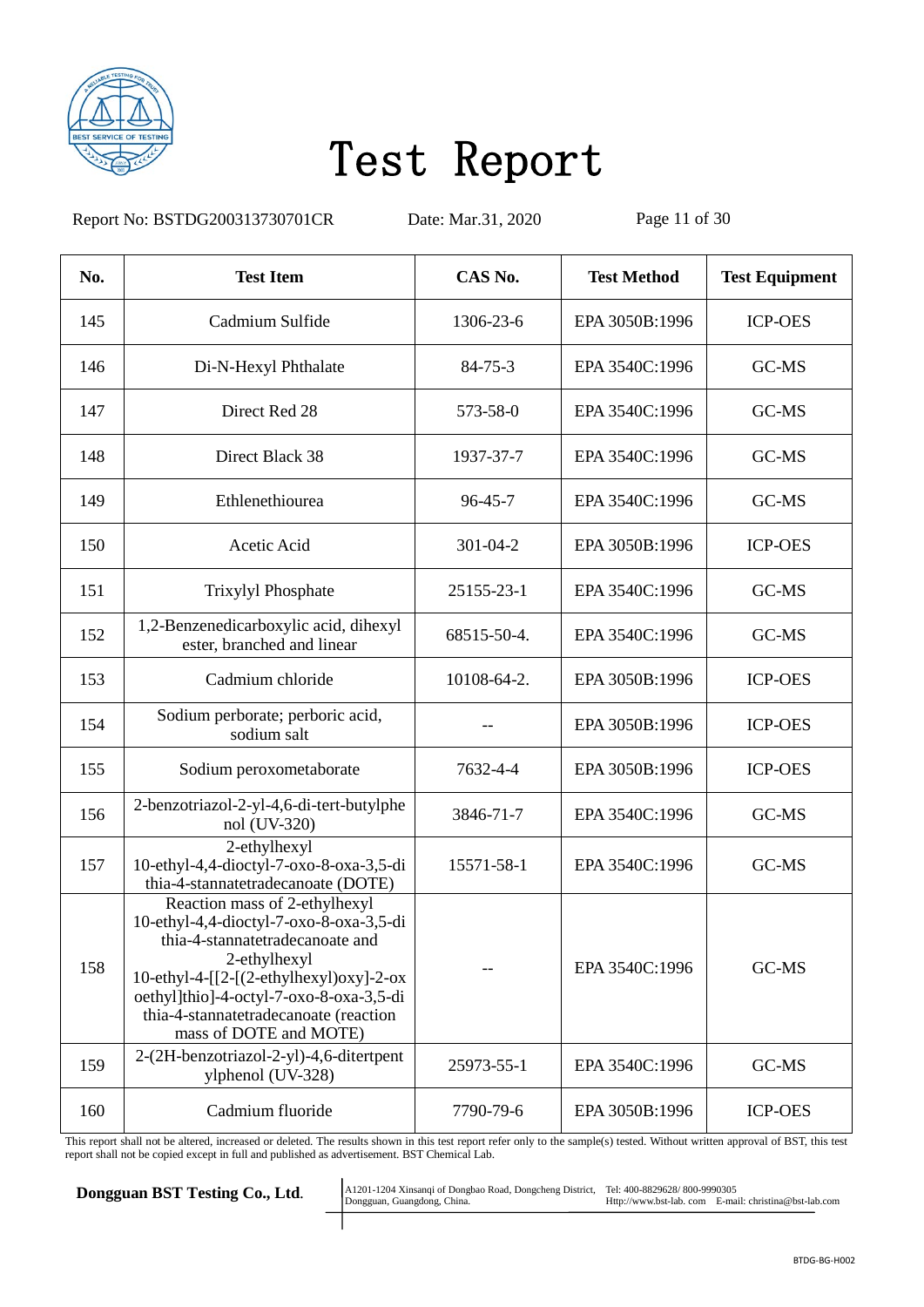# Test Report

Report No: BSTDG200313730701CR    Date: Mar.31, 2020

| No. | Test Item | CAS No. | Test Method | Test Equipment |
|---|---|---|---|---|
| 145 | Cadmium Sulfide | 1306-23-6 | EPA 3050B:1996 | ICP-OES |
| 146 | Di-N-Hexyl Phthalate | 84-75-3 | EPA 3540C:1996 | GC-MS |
| 147 | Direct Red 28 | 573-58-0 | EPA 3540C:1996 | GC-MS |
| 148 | Direct Black 38 | 1937-37-7 | EPA 3540C:1996 | GC-MS |
| 149 | Ethlenethiourea | 96-45-7 | EPA 3540C:1996 | GC-MS |
| 150 | Acetic Acid | 301-04-2 | EPA 3050B:1996 | ICP-OES |
| 151 | Trixylyl Phosphate | 25155-23-1 | EPA 3540C:1996 | GC-MS |
| 152 | 1,2-Benzenedicarboxylic acid, dihexyl ester, branched and linear | 68515-50-4. | EPA 3540C:1996 | GC-MS |
| 153 | Cadmium chloride | 10108-64-2. | EPA 3050B:1996 | ICP-OES |
| 154 | Sodium perborate; perboric acid, sodium salt | -- | EPA 3050B:1996 | ICP-OES |
| 155 | Sodium peroxometaborate | 7632-4-4 | EPA 3050B:1996 | ICP-OES |
| 156 | 2-benzotriazol-2-yl-4,6-di-tert-butylphenol (UV-320) | 3846-71-7 | EPA 3540C:1996 | GC-MS |
| 157 | 2-ethylhexyl 10-ethyl-4,4-dioctyl-7-oxo-8-oxa-3,5-dithia-4-stannatetradecanoate (DOTE) | 15571-58-1 | EPA 3540C:1996 | GC-MS |
| 158 | Reaction mass of 2-ethylhexyl 10-ethyl-4,4-dioctyl-7-oxo-8-oxa-3,5-dithia-4-stannatetradecanoate and 2-ethylhexyl 10-ethyl-4-[[2-[(2-ethylhexyl)oxy]-2-oxoethyl]thio]-4-octyl-7-oxo-8-oxa-3,5-dithia-4-stannatetradecanoate (reaction mass of DOTE and MOTE) | -- | EPA 3540C:1996 | GC-MS |
| 159 | 2-(2H-benzotriazol-2-yl)-4,6-ditertpentylphenol (UV-328) | 25973-55-1 | EPA 3540C:1996 | GC-MS |
| 160 | Cadmium fluoride | 7790-79-6 | EPA 3050B:1996 | ICP-OES |

This report shall not be altered, increased or deleted. The results shown in this test report refer only to the sample(s) tested. Without written approval of BST, this test report shall not be copied except in full and published as advertisement. BST Chemical Lab.

**Dongguan BST Testing Co., Ltd.** A1201-1204 Xinsanqi of Dongbao Road, Dongcheng District, Dongguan, Guangdong, China. Tel: 400-8829628/ 800-9990305 Http://www.bst-lab. com E-mail: christina@bst-lab.com

BTDG-BG-H002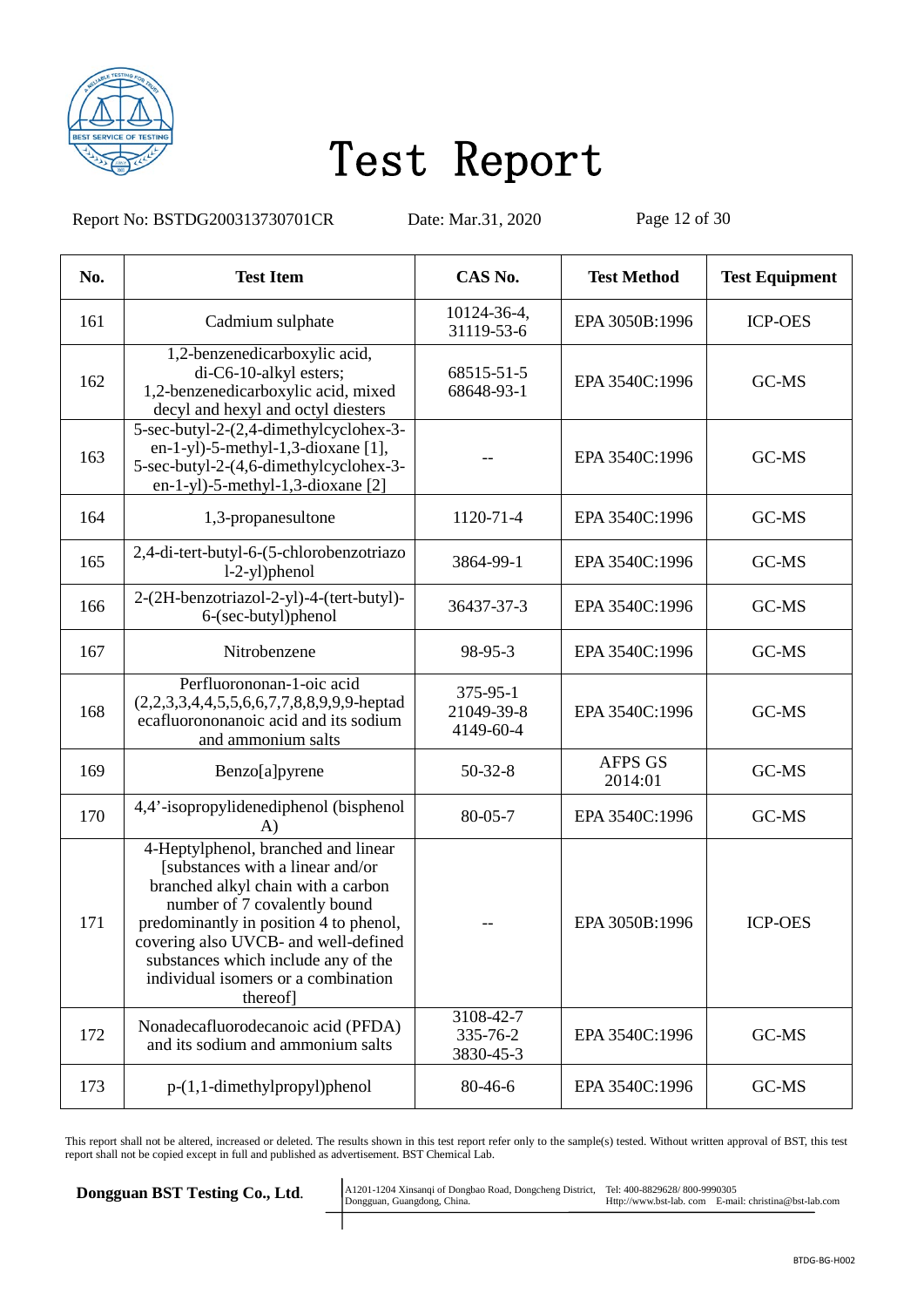# Test Report

Report No: BSTDG200313730701CR Date: Mar.31, 2020

| No. | Test Item | CAS No. | Test Method | Test Equipment |
|---|---|---|---|---|
| 161 | Cadmium sulphate | 10124-36-4, 31119-53-6 | EPA 3050B:1996 | ICP-OES |
| 162 | 1,2-benzenedicarboxylic acid, di-C6-10-alkyl esters; 1,2-benzenedicarboxylic acid, mixed decyl and hexyl and octyl diesters | 68515-51-5 68648-93-1 | EPA 3540C:1996 | GC-MS |
| 163 | 5-sec-butyl-2-(2,4-dimethylcyclohex-3-en-1-yl)-5-methyl-1,3-dioxane [1], 5-sec-butyl-2-(4,6-dimethylcyclohex-3-en-1-yl)-5-methyl-1,3-dioxane [2] | -- | EPA 3540C:1996 | GC-MS |
| 164 | 1,3-propanesultone | 1120-71-4 | EPA 3540C:1996 | GC-MS |
| 165 | 2,4-di-tert-butyl-6-(5-chlorobenzotriazol-2-yl)phenol | 3864-99-1 | EPA 3540C:1996 | GC-MS |
| 166 | 2-(2H-benzotriazol-2-yl)-4-(tert-butyl)-6-(sec-butyl)phenol | 36437-37-3 | EPA 3540C:1996 | GC-MS |
| 167 | Nitrobenzene | 98-95-3 | EPA 3540C:1996 | GC-MS |
| 168 | Perfluorononan-1-oic acid (2,2,3,3,4,4,5,5,6,6,7,7,8,8,9,9,9-heptadecafluorononanoic acid and its sodium and ammonium salts | 375-95-1 21049-39-8 4149-60-4 | EPA 3540C:1996 | GC-MS |
| 169 | Benzo[a]pyrene | 50-32-8 | AFPS GS 2014:01 | GC-MS |
| 170 | 4,4'-isopropylidenediphenol (bisphenol A) | 80-05-7 | EPA 3540C:1996 | GC-MS |
| 171 | 4-Heptylphenol, branched and linear [substances with a linear and/or branched alkyl chain with a carbon number of 7 covalently bound predominantly in position 4 to phenol, covering also UVCB- and well-defined substances which include any of the individual isomers or a combination thereof] | -- | EPA 3050B:1996 | ICP-OES |
| 172 | Nonadecafluorodecanoic acid (PFDA) and its sodium and ammonium salts | 3108-42-7 335-76-2 3830-45-3 | EPA 3540C:1996 | GC-MS |
| 173 | p-(1,1-dimethylpropyl)phenol | 80-46-6 | EPA 3540C:1996 | GC-MS |

This report shall not be altered, increased or deleted. The results shown in this test report refer only to the sample(s) tested. Without written approval of BST, this test report shall not be copied except in full and published as advertisement. BST Chemical Lab.

**Dongguan BST Testing Co., Ltd.** A1201-1204 Xinsanqi of Dongbao Road, Dongcheng District, Dongguan, Guangdong, China. Tel: 400-8829628/ 800-9990305 Http://www.bst-lab. com E-mail: christina@bst-lab.com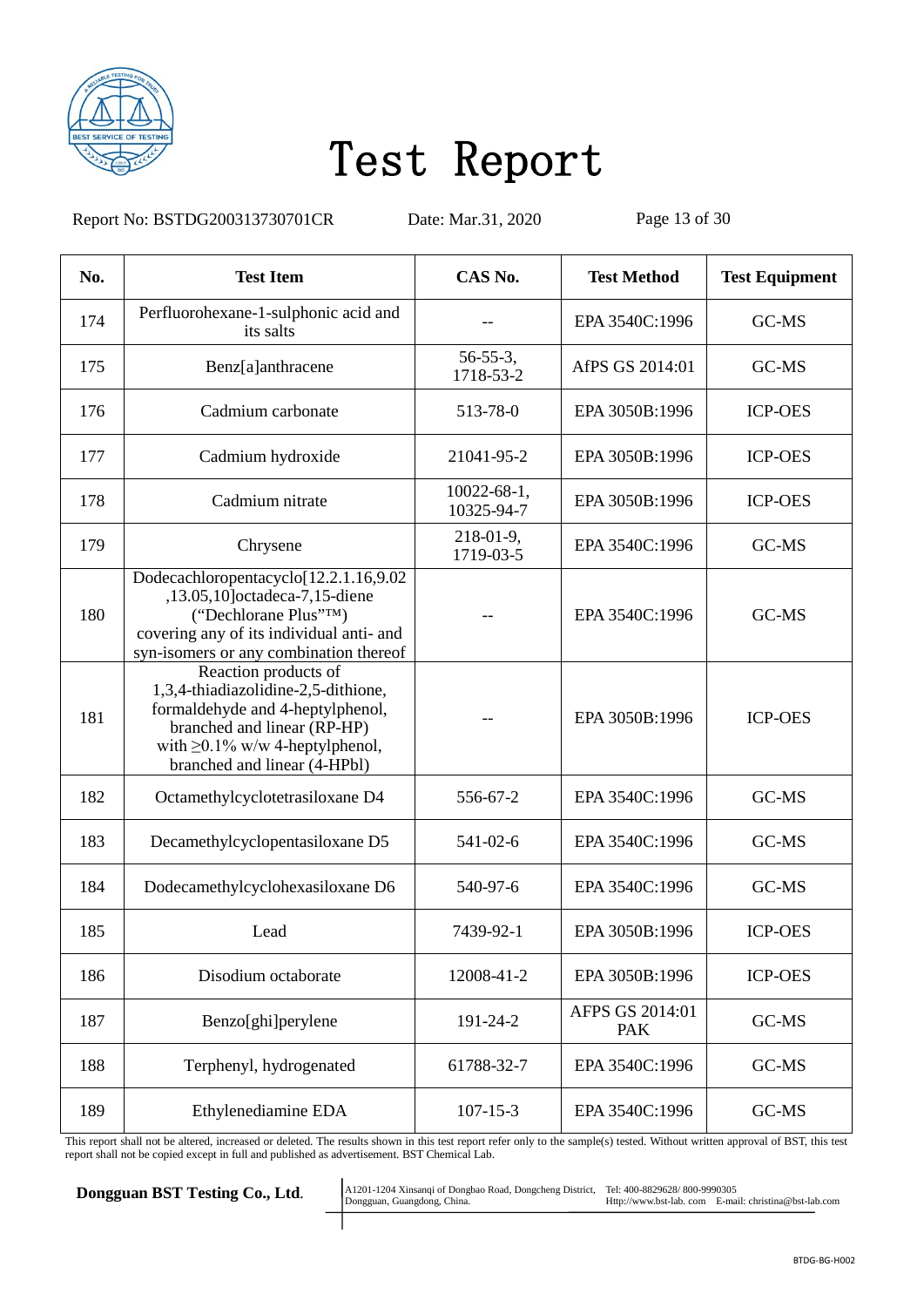# Test Report

Report No: BSTDG200313730701CR Date: Mar.31, 2020

| No. | Test Item | CAS No. | Test Method | Test Equipment |
|---|---|---|---|---|
| 174 | Perfluorohexane-1-sulphonic acid and its salts | -- | EPA 3540C:1996 | GC-MS |
| 175 | Benz[a]anthracene | 56-55-3, 1718-53-2 | AfPS GS 2014:01 | GC-MS |
| 176 | Cadmium carbonate | 513-78-0 | EPA 3050B:1996 | ICP-OES |
| 177 | Cadmium hydroxide | 21041-95-2 | EPA 3050B:1996 | ICP-OES |
| 178 | Cadmium nitrate | 10022-68-1, 10325-94-7 | EPA 3050B:1996 | ICP-OES |
| 179 | Chrysene | 218-01-9, 1719-03-5 | EPA 3540C:1996 | GC-MS |
| 180 | Dodecachloropentacyclo[12.2.1.16,9.02,13.05,10]octadeca-7,15-diene (“Dechlorane Plus”™) covering any of its individual anti- and syn-isomers or any combination thereof | -- | EPA 3540C:1996 | GC-MS |
| 181 | Reaction products of 1,3,4-thiadiazolidine-2,5-dithione, formaldehyde and 4-heptylphenol, branched and linear (RP-HP) with ≥0.1% w/w 4-heptylphenol, branched and linear (4-HPbl) | -- | EPA 3050B:1996 | ICP-OES |
| 182 | Octamethylcyclotetrasiloxane D4 | 556-67-2 | EPA 3540C:1996 | GC-MS |
| 183 | Decamethylcyclopentasiloxane D5 | 541-02-6 | EPA 3540C:1996 | GC-MS |
| 184 | Dodecamethylcyclohexasiloxane D6 | 540-97-6 | EPA 3540C:1996 | GC-MS |
| 185 | Lead | 7439-92-1 | EPA 3050B:1996 | ICP-OES |
| 186 | Disodium octaborate | 12008-41-2 | EPA 3050B:1996 | ICP-OES |
| 187 | Benzo[ghi]perylene | 191-24-2 | AFPS GS 2014:01 PAK | GC-MS |
| 188 | Terphenyl, hydrogenated | 61788-32-7 | EPA 3540C:1996 | GC-MS |
| 189 | Ethylenediamine EDA | 107-15-3 | EPA 3540C:1996 | GC-MS |

This report shall not be altered, increased or deleted. The results shown in this test report refer only to the sample(s) tested. Without written approval of BST, this test report shall not be copied except in full and published as advertisement. BST Chemical Lab.

**Dongguan BST Testing Co., Ltd.** A1201-1204 Xinsanqi of Dongbao Road, Dongcheng District, Dongguan, Guangdong, China. Tel: 400-8829628/ 800-9990305 Http://www.bst-lab. com E-mail: christina@bst-lab.com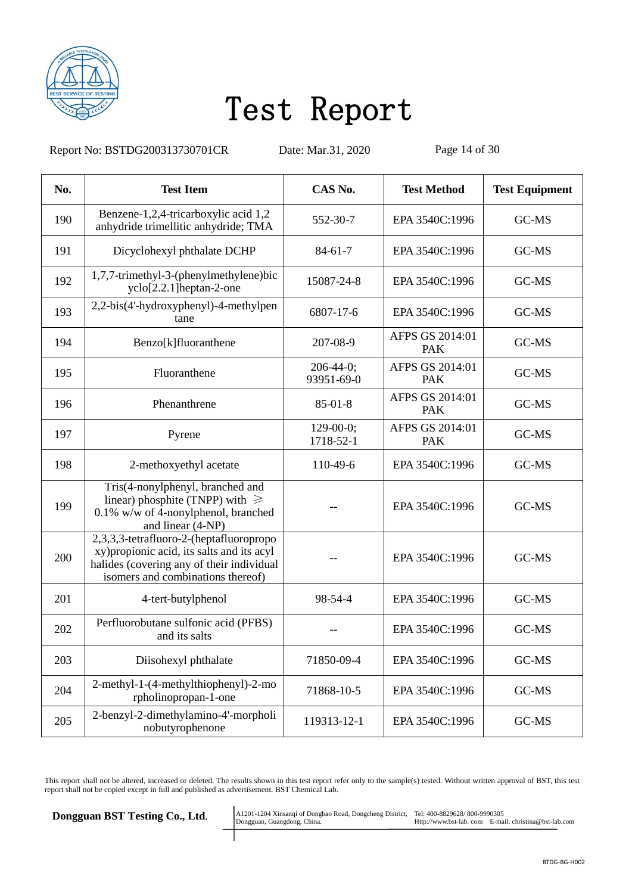# Test Report

Report No: BSTDG200313730701CR Date: Mar.31, 2020

| No. | Test Item | CAS No. | Test Method | Test Equipment |
|---|---|---|---|---|
| 190 | Benzene-1,2,4-tricarboxylic acid 1,2 anhydride trimellitic anhydride; TMA | 552-30-7 | EPA 3540C:1996 | GC-MS |
| 191 | Dicyclohexyl phthalate DCHP | 84-61-7 | EPA 3540C:1996 | GC-MS |
| 192 | 1,7,7-trimethyl-3-(phenylmethylene)bicyclo[2.2.1]heptan-2-one | 15087-24-8 | EPA 3540C:1996 | GC-MS |
| 193 | 2,2-bis(4'-hydroxyphenyl)-4-methylpentane | 6807-17-6 | EPA 3540C:1996 | GC-MS |
| 194 | Benzo[k]fluoranthene | 207-08-9 | AFPS GS 2014:01 PAK | GC-MS |
| 195 | Fluoranthene | 206-44-0; 93951-69-0 | AFPS GS 2014:01 PAK | GC-MS |
| 196 | Phenanthrene | 85-01-8 | AFPS GS 2014:01 PAK | GC-MS |
| 197 | Pyrene | 129-00-0; 1718-52-1 | AFPS GS 2014:01 PAK | GC-MS |
| 198 | 2-methoxyethyl acetate | 110-49-6 | EPA 3540C:1996 | GC-MS |
| 199 | Tris(4-nonylphenyl, branched and linear) phosphite (TNPP) with ≥ 0.1% w/w of 4-nonylphenol, branched and linear (4-NP) | -- | EPA 3540C:1996 | GC-MS |
| 200 | 2,3,3,3-tetrafluoro-2-(heptafluoropropoxy)propionic acid, its salts and its acyl halides (covering any of their individual isomers and combinations thereof) | -- | EPA 3540C:1996 | GC-MS |
| 201 | 4-tert-butylphenol | 98-54-4 | EPA 3540C:1996 | GC-MS |
| 202 | Perfluorobutane sulfonic acid (PFBS) and its salts | -- | EPA 3540C:1996 | GC-MS |
| 203 | Diisohexyl phthalate | 71850-09-4 | EPA 3540C:1996 | GC-MS |
| 204 | 2-methyl-1-(4-methylthiophenyl)-2-morpholinopropan-1-one | 71868-10-5 | EPA 3540C:1996 | GC-MS |
| 205 | 2-benzyl-2-dimethylamino-4'-morpholinobutyrophenone | 119313-12-1 | EPA 3540C:1996 | GC-MS |

This report shall not be altered, increased or deleted. The results shown in this test report refer only to the sample(s) tested. Without written approval of BST, this test report shall not be copied except in full and published as advertisement. BST Chemical Lab.

**Dongguan BST Testing Co., Ltd.** A1201-1204 Xinsanqi of Dongbao Road, Dongcheng District, Dongguan, Guangdong, China. Tel: 400-8829628/ 800-9990305 Http://www.bst-lab. com E-mail: christina@bst-lab.com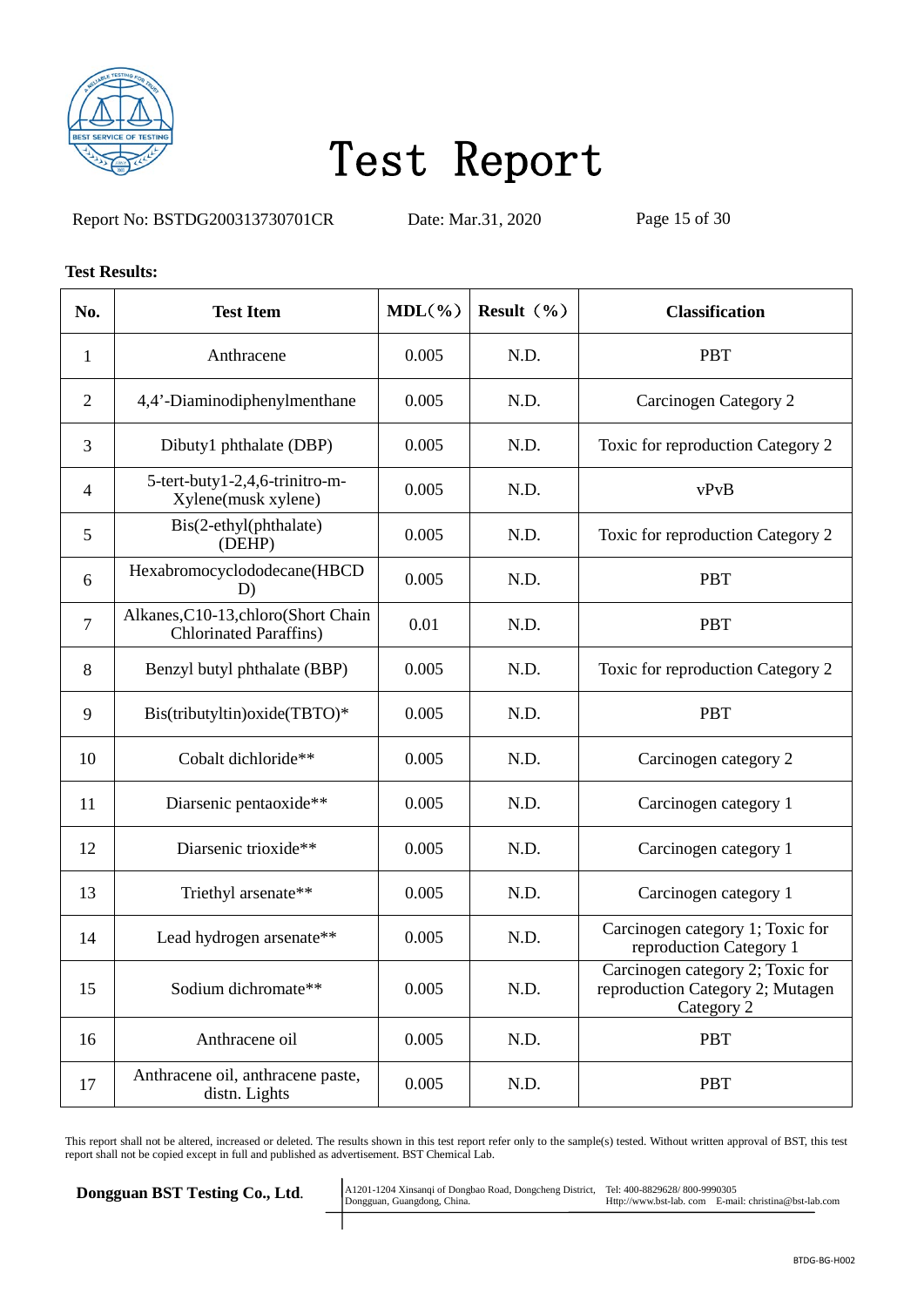# Test Report

Report No: BSTDG200313730701CR Date: Mar.31, 2020

**Test Results:**

| No. | Test Item | MDL(%) | Result (%) | Classification |
|---|---|---|---|---|
| 1 | Anthracene | 0.005 | N.D. | PBT |
| 2 | 4,4'-Diaminodiphenylmenthane | 0.005 | N.D. | Carcinogen Category 2 |
| 3 | Dibuty1 phthalate (DBP) | 0.005 | N.D. | Toxic for reproduction Category 2 |
| 4 | 5-tert-buty1-2,4,6-trinitro-m-Xylene(musk xylene) | 0.005 | N.D. | vPvB |
| 5 | Bis(2-ethyl(phthalate)(DEHP) | 0.005 | N.D. | Toxic for reproduction Category 2 |
| 6 | Hexabromocyclododecane(HBCD D) | 0.005 | N.D. | PBT |
| 7 | Alkanes,C10-13,chloro(Short Chain Chlorinated Paraffins) | 0.01 | N.D. | PBT |
| 8 | Benzyl butyl phthalate (BBP) | 0.005 | N.D. | Toxic for reproduction Category 2 |
| 9 | Bis(tributyltin)oxide(TBTO)* | 0.005 | N.D. | PBT |
| 10 | Cobalt dichloride** | 0.005 | N.D. | Carcinogen category 2 |
| 11 | Diarsenic pentaoxide** | 0.005 | N.D. | Carcinogen category 1 |
| 12 | Diarsenic trioxide** | 0.005 | N.D. | Carcinogen category 1 |
| 13 | Triethyl arsenate** | 0.005 | N.D. | Carcinogen category 1 |
| 14 | Lead hydrogen arsenate** | 0.005 | N.D. | Carcinogen category 1; Toxic for reproduction Category 1 |
| 15 | Sodium dichromate** | 0.005 | N.D. | Carcinogen category 2; Toxic for reproduction Category 2; Mutagen Category 2 |
| 16 | Anthracene oil | 0.005 | N.D. | PBT |
| 17 | Anthracene oil, anthracene paste, distn. Lights | 0.005 | N.D. | PBT |

This report shall not be altered, increased or deleted. The results shown in this test report refer only to the sample(s) tested. Without written approval of BST, this test report shall not be copied except in full and published as advertisement. BST Chemical Lab.

**Dongguan BST Testing Co., Ltd.** A1201-1204 Xinsanqi of Dongbao Road, Dongcheng District, Dongguan, Guangdong, China. Tel: 400-8829628/ 800-9990305 Http://www.bst-lab. com E-mail: christina@bst-lab.com

BTDG-BG-H002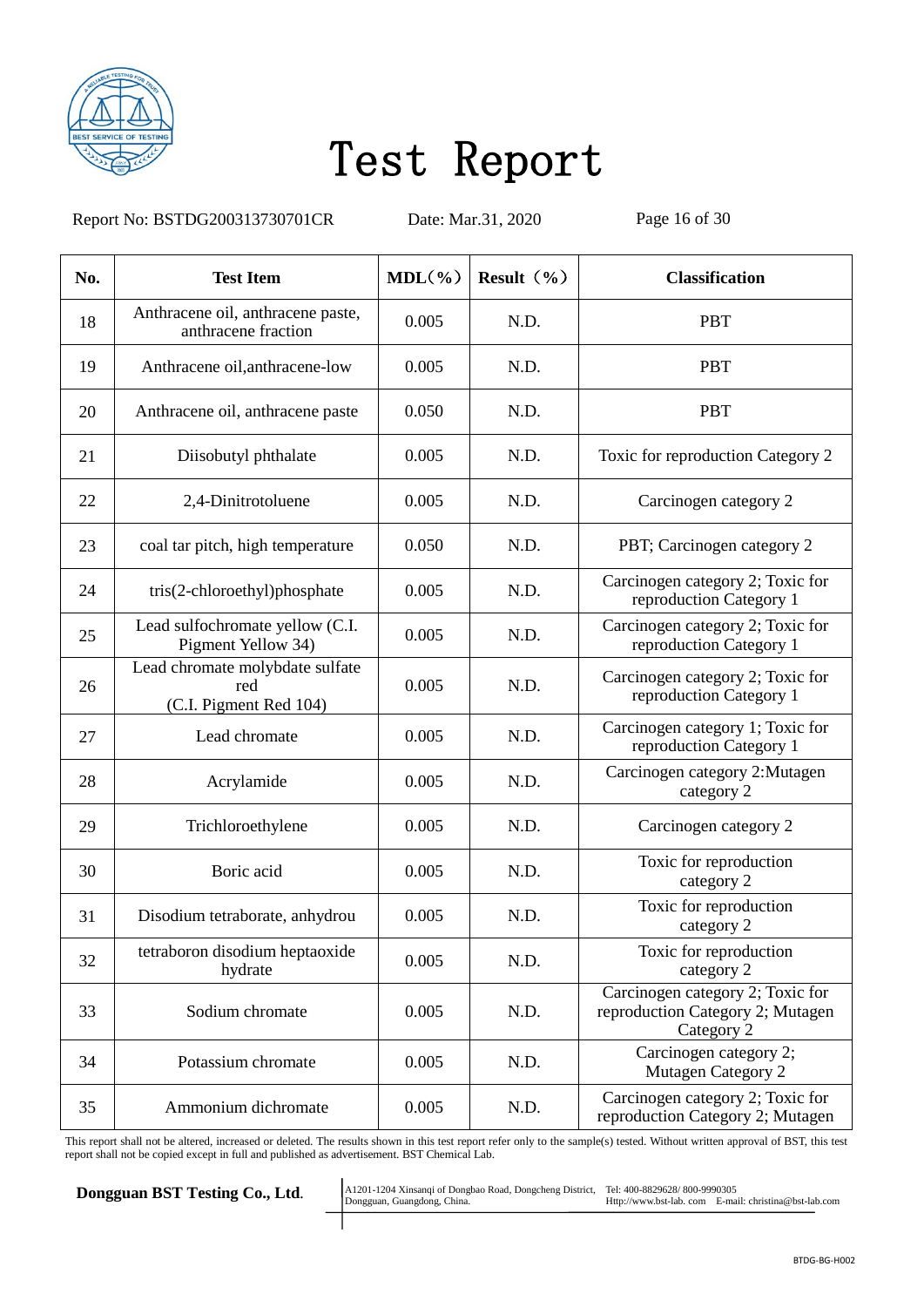# Test Report

Report No: BSTDG200313730701CR    Date: Mar.31, 2020

| No. | Test Item | MDL(%) | Result（%） | Classification |
|---|---|---|---|---|
| 18 | Anthracene oil, anthracene paste, anthracene fraction | 0.005 | N.D. | PBT |
| 19 | Anthracene oil,anthracene-low | 0.005 | N.D. | PBT |
| 20 | Anthracene oil, anthracene paste | 0.050 | N.D. | PBT |
| 21 | Diisobutyl phthalate | 0.005 | N.D. | Toxic for reproduction Category 2 |
| 22 | 2,4-Dinitrotoluene | 0.005 | N.D. | Carcinogen category 2 |
| 23 | coal tar pitch, high temperature | 0.050 | N.D. | PBT; Carcinogen category 2 |
| 24 | tris(2-chloroethyl)phosphate | 0.005 | N.D. | Carcinogen category 2; Toxic for reproduction Category 1 |
| 25 | Lead sulfochromate yellow (C.I. Pigment Yellow 34) | 0.005 | N.D. | Carcinogen category 2; Toxic for reproduction Category 1 |
| 26 | Lead chromate molybdate sulfate red (C.I. Pigment Red 104) | 0.005 | N.D. | Carcinogen category 2; Toxic for reproduction Category 1 |
| 27 | Lead chromate | 0.005 | N.D. | Carcinogen category 1; Toxic for reproduction Category 1 |
| 28 | Acrylamide | 0.005 | N.D. | Carcinogen category 2:Mutagen category 2 |
| 29 | Trichloroethylene | 0.005 | N.D. | Carcinogen category 2 |
| 30 | Boric acid | 0.005 | N.D. | Toxic for reproduction category 2 |
| 31 | Disodium tetraborate, anhydrou | 0.005 | N.D. | Toxic for reproduction category 2 |
| 32 | tetraboron disodium heptaoxide hydrate | 0.005 | N.D. | Toxic for reproduction category 2 |
| 33 | Sodium chromate | 0.005 | N.D. | Carcinogen category 2; Toxic for reproduction Category 2; Mutagen Category 2 |
| 34 | Potassium chromate | 0.005 | N.D. | Carcinogen category 2; Mutagen Category 2 |
| 35 | Ammonium dichromate | 0.005 | N.D. | Carcinogen category 2; Toxic for reproduction Category 2; Mutagen |

This report shall not be altered, increased or deleted. The results shown in this test report refer only to the sample(s) tested. Without written approval of BST, this test report shall not be copied except in full and published as advertisement. BST Chemical Lab.

**Dongguan BST Testing Co., Ltd.** A1201-1204 Xinsanqi of Dongbao Road, Dongcheng District, Dongguan, Guangdong, China. Tel: 400-8829628/ 800-9990305 Http://www.bst-lab. com E-mail: christina@bst-lab.com

BTDG-BG-H002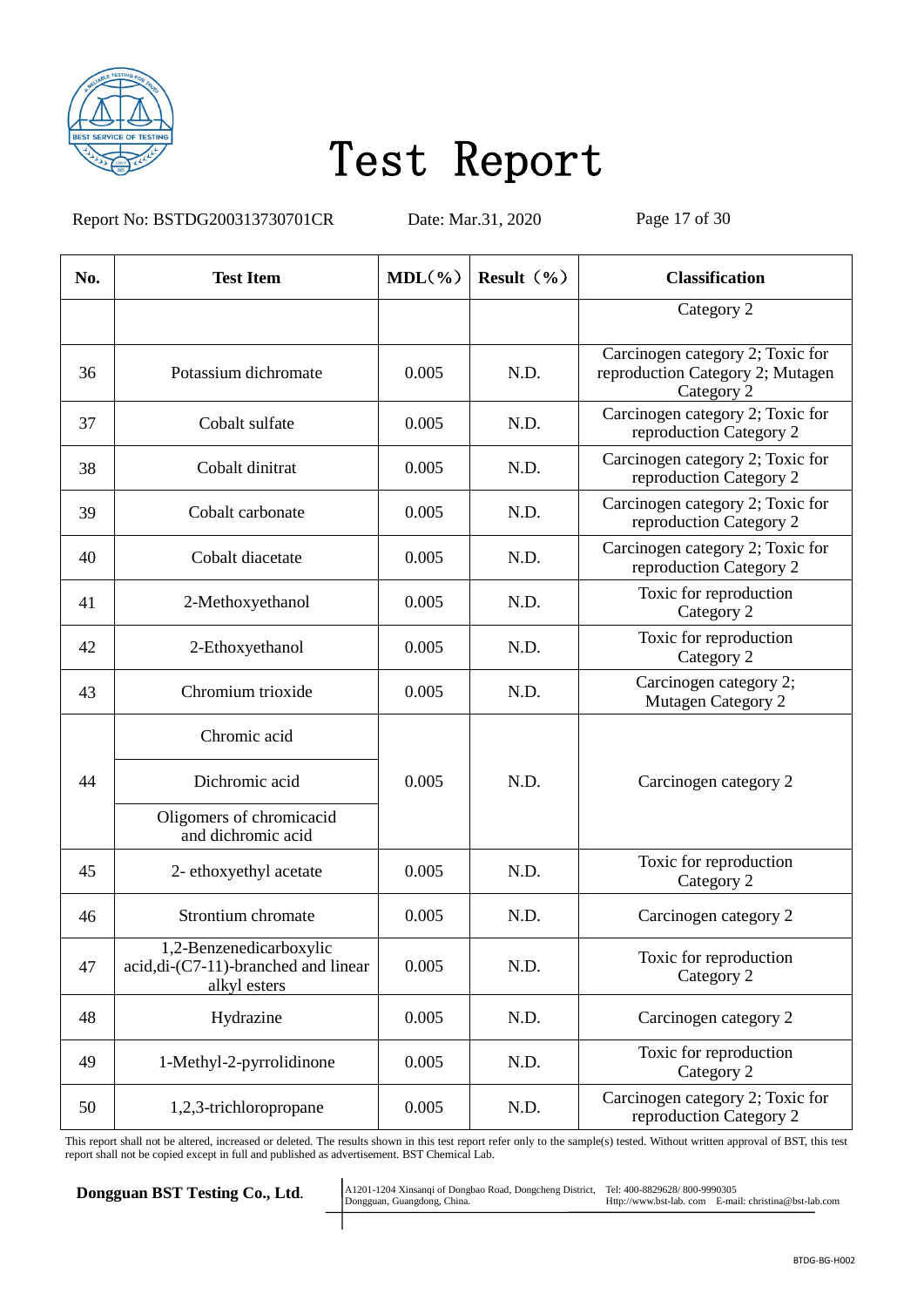# Test Report

Report No: BSTDG200313730701CR Date: Mar.31, 2020

| No. | Test Item | MDL(%) | Result (%) | Classification |
|---|---|---|---|---|
| | | | | Category 2 |
| 36 | Potassium dichromate | 0.005 | N.D. | Carcinogen category 2; Toxic for reproduction Category 2; Mutagen Category 2 |
| 37 | Cobalt sulfate | 0.005 | N.D. | Carcinogen category 2; Toxic for reproduction Category 2 |
| 38 | Cobalt dinitrat | 0.005 | N.D. | Carcinogen category 2; Toxic for reproduction Category 2 |
| 39 | Cobalt carbonate | 0.005 | N.D. | Carcinogen category 2; Toxic for reproduction Category 2 |
| 40 | Cobalt diacetate | 0.005 | N.D. | Carcinogen category 2; Toxic for reproduction Category 2 |
| 41 | 2-Methoxyethanol | 0.005 | N.D. | Toxic for reproduction Category 2 |
| 42 | 2-Ethoxyethanol | 0.005 | N.D. | Toxic for reproduction Category 2 |
| 43 | Chromium trioxide | 0.005 | N.D. | Carcinogen category 2; Mutagen Category 2 |
| 44 | Chromic acid<br>Dichromic acid<br>Oligomers of chromicacid and dichromic acid | 0.005 | N.D. | Carcinogen category 2 |
| 45 | 2- ethoxyethyl acetate | 0.005 | N.D. | Toxic for reproduction Category 2 |
| 46 | Strontium chromate | 0.005 | N.D. | Carcinogen category 2 |
| 47 | 1,2-Benzenedicarboxylic acid,di-(C7-11)-branched and linear alkyl esters | 0.005 | N.D. | Toxic for reproduction Category 2 |
| 48 | Hydrazine | 0.005 | N.D. | Carcinogen category 2 |
| 49 | 1-Methyl-2-pyrrolidinone | 0.005 | N.D. | Toxic for reproduction Category 2 |
| 50 | 1,2,3-trichloropropane | 0.005 | N.D. | Carcinogen category 2; Toxic for reproduction Category 2 |

This report shall not be altered, increased or deleted. The results shown in this test report refer only to the sample(s) tested. Without written approval of BST, this test report shall not be copied except in full and published as advertisement. BST Chemical Lab.

**Dongguan BST Testing Co., Ltd.** A1201-1204 Xinsanqi of Dongbao Road, Dongcheng District, Dongguan, Guangdong, China. Tel: 400-8829628/ 800-9990305 Http://www.bst-lab. com E-mail: christina@bst-lab.com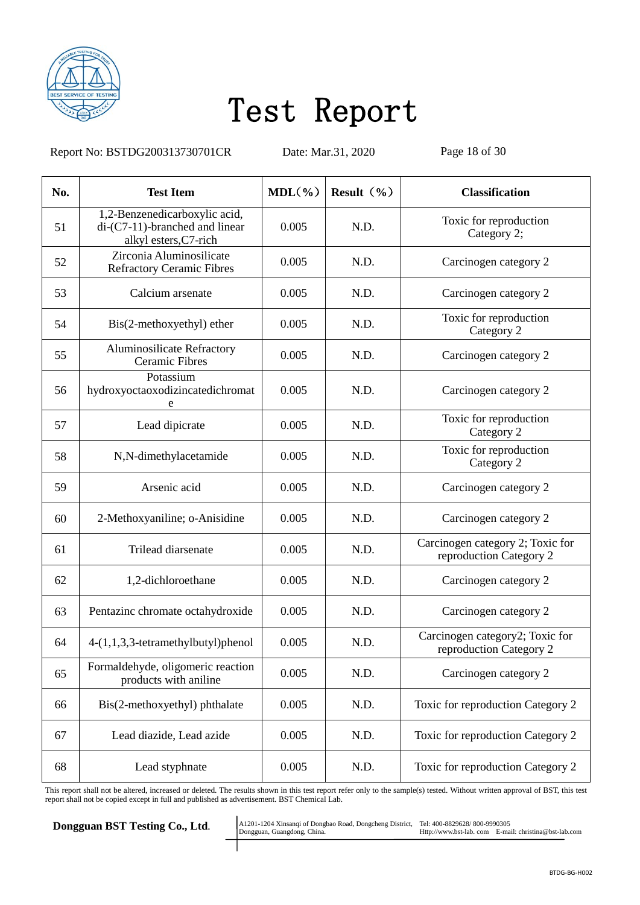# Test Report

Report No: BSTDG200313730701CR Date: Mar.31, 2020

| No. | Test Item | MDL（%） | Result（%） | Classification |
|---|---|---|---|---|
| 51 | 1,2-Benzenedicarboxylic acid, di-(C7-11)-branched and linear alkyl esters,C7-rich | 0.005 | N.D. | Toxic for reproduction Category 2; |
| 52 | Zirconia Aluminosilicate Refractory Ceramic Fibres | 0.005 | N.D. | Carcinogen category 2 |
| 53 | Calcium arsenate | 0.005 | N.D. | Carcinogen category 2 |
| 54 | Bis(2-methoxyethyl) ether | 0.005 | N.D. | Toxic for reproduction Category 2 |
| 55 | Aluminosilicate Refractory Ceramic Fibres | 0.005 | N.D. | Carcinogen category 2 |
| 56 | Potassium hydroxyoctaoxodizincatedichromate | 0.005 | N.D. | Carcinogen category 2 |
| 57 | Lead dipicrate | 0.005 | N.D. | Toxic for reproduction Category 2 |
| 58 | N,N-dimethylacetamide | 0.005 | N.D. | Toxic for reproduction Category 2 |
| 59 | Arsenic acid | 0.005 | N.D. | Carcinogen category 2 |
| 60 | 2-Methoxyaniline; o-Anisidine | 0.005 | N.D. | Carcinogen category 2 |
| 61 | Trilead diarsenate | 0.005 | N.D. | Carcinogen category 2; Toxic for reproduction Category 2 |
| 62 | 1,2-dichloroethane | 0.005 | N.D. | Carcinogen category 2 |
| 63 | Pentazinc chromate octahydroxide | 0.005 | N.D. | Carcinogen category 2 |
| 64 | 4-(1,1,3,3-tetramethylbutyl)phenol | 0.005 | N.D. | Carcinogen category2; Toxic for reproduction Category 2 |
| 65 | Formaldehyde, oligomeric reaction products with aniline | 0.005 | N.D. | Carcinogen category 2 |
| 66 | Bis(2-methoxyethyl) phthalate | 0.005 | N.D. | Toxic for reproduction Category 2 |
| 67 | Lead diazide, Lead azide | 0.005 | N.D. | Toxic for reproduction Category 2 |
| 68 | Lead styphnate | 0.005 | N.D. | Toxic for reproduction Category 2 |

This report shall not be altered, increased or deleted. The results shown in this test report refer only to the sample(s) tested. Without written approval of BST, this test report shall not be copied except in full and published as advertisement. BST Chemical Lab.

**Dongguan BST Testing Co., Ltd.** A1201-1204 Xinsanqi of Dongbao Road, Dongcheng District, Dongguan, Guangdong, China. Tel: 400-8829628/ 800-9990305 Http://www.bst-lab. com E-mail: christina@bst-lab.com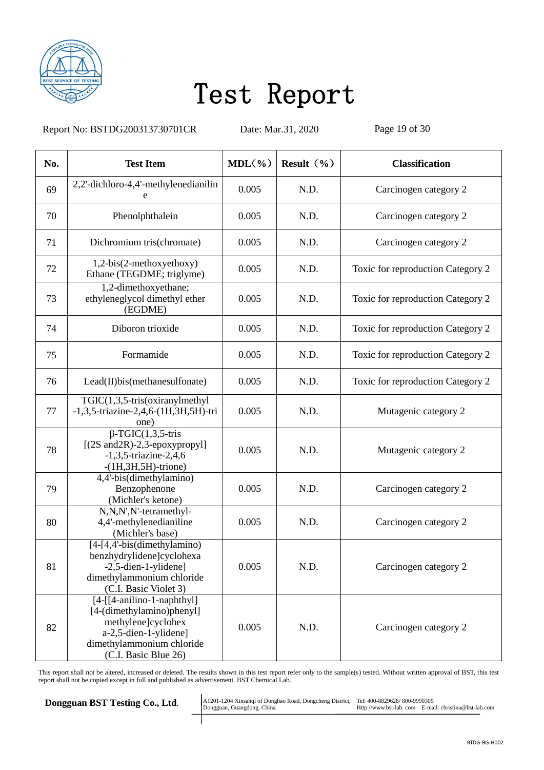# Test Report

Report No: BSTDG200313730701CR Date: Mar.31, 2020

| No. | Test Item | MDL（%） | Result（%） | Classification |
|---|---|---|---|---|
| 69 | 2,2'-dichloro-4,4'-methylenedianiline | 0.005 | N.D. | Carcinogen category 2 |
| 70 | Phenolphthalein | 0.005 | N.D. | Carcinogen category 2 |
| 71 | Dichromium tris(chromate) | 0.005 | N.D. | Carcinogen category 2 |
| 72 | 1,2-bis(2-methoxyethoxy) Ethane (TEGDME; triglyme) | 0.005 | N.D. | Toxic for reproduction Category 2 |
| 73 | 1,2-dimethoxyethane; ethyleneglycol dimethyl ether (EGDME) | 0.005 | N.D. | Toxic for reproduction Category 2 |
| 74 | Diboron trioxide | 0.005 | N.D. | Toxic for reproduction Category 2 |
| 75 | Formamide | 0.005 | N.D. | Toxic for reproduction Category 2 |
| 76 | Lead(II)bis(methanesulfonate) | 0.005 | N.D. | Toxic for reproduction Category 2 |
| 77 | TGIC(1,3,5-tris(oxiranylmethyl -1,3,5-triazine-2,4,6-(1H,3H,5H)-trione) | 0.005 | N.D. | Mutagenic category 2 |
| 78 | β-TGIC(1,3,5-tris [(2S and2R)-2,3-epoxypropyl] -1,3,5-triazine-2,4,6 -(1H,3H,5H)-trione) | 0.005 | N.D. | Mutagenic category 2 |
| 79 | 4,4'-bis(dimethylamino) Benzophenone (Michler's ketone) | 0.005 | N.D. | Carcinogen category 2 |
| 80 | N,N,N',N'-tetramethyl- 4,4'-methylenedianiline (Michler's base) | 0.005 | N.D. | Carcinogen category 2 |
| 81 | [4-[4,4'-bis(dimethylamino) benzhydrylidene]cyclohexa -2,5-dien-1-ylidene] dimethylammonium chloride (C.I. Basic Violet 3) | 0.005 | N.D. | Carcinogen category 2 |
| 82 | [4-[[4-anilino-1-naphthyl] [4-(dimethylamino)phenyl] methylene]cyclohexa-2,5-dien-1-ylidene] dimethylammonium chloride (C.I. Basic Blue 26) | 0.005 | N.D. | Carcinogen category 2 |

This report shall not be altered, increased or deleted. The results shown in this test report refer only to the sample(s) tested. Without written approval of BST, this test report shall not be copied except in full and published as advertisement. BST Chemical Lab.

**Dongguan BST Testing Co., Ltd.** A1201-1204 Xinsanqi of Dongbao Road, Dongcheng District, Dongguan, Guangdong, China. Tel: 400-8829628/ 800-9990305 Http://www.bst-lab. com E-mail: christina@bst-lab.com

BTDG-BG-H002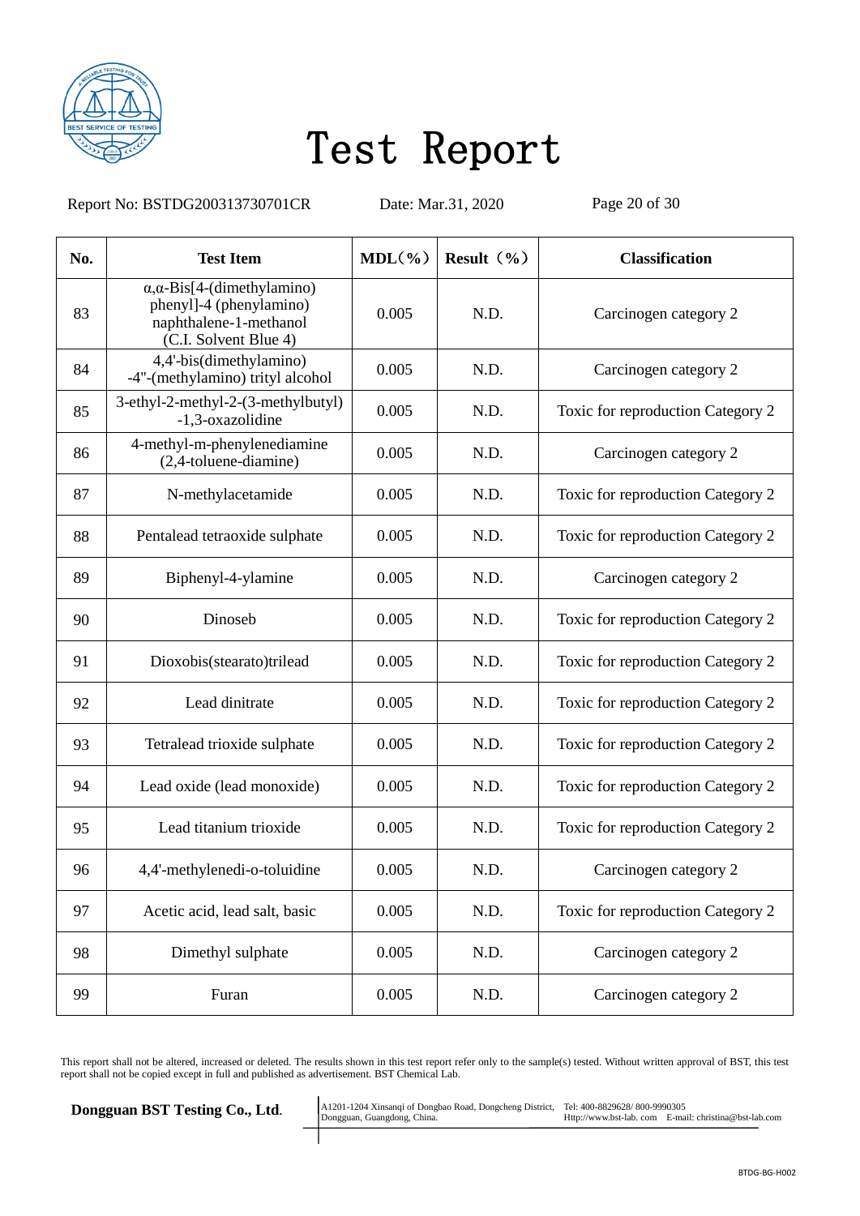# Test Report

Report No: BSTDG200313730701CR    Date: Mar.31, 2020

| No. | Test Item | MDL（%） | Result（%） | Classification |
|---|---|---|---|---|
| 83 | α,α-Bis[4-(dimethylamino) phenyl]-4 (phenylamino) naphthalene-1-methanol (C.I. Solvent Blue 4) | 0.005 | N.D. | Carcinogen category 2 |
| 84 | 4,4'-bis(dimethylamino) -4"-(methylamino) trityl alcohol | 0.005 | N.D. | Carcinogen category 2 |
| 85 | 3-ethyl-2-methyl-2-(3-methylbutyl) -1,3-oxazolidine | 0.005 | N.D. | Toxic for reproduction Category 2 |
| 86 | 4-methyl-m-phenylenediamine (2,4-toluene-diamine) | 0.005 | N.D. | Carcinogen category 2 |
| 87 | N-methylacetamide | 0.005 | N.D. | Toxic for reproduction Category 2 |
| 88 | Pentalead tetraoxide sulphate | 0.005 | N.D. | Toxic for reproduction Category 2 |
| 89 | Biphenyl-4-ylamine | 0.005 | N.D. | Carcinogen category 2 |
| 90 | Dinoseb | 0.005 | N.D. | Toxic for reproduction Category 2 |
| 91 | Dioxobis(stearato)trilead | 0.005 | N.D. | Toxic for reproduction Category 2 |
| 92 | Lead dinitrate | 0.005 | N.D. | Toxic for reproduction Category 2 |
| 93 | Tetralead trioxide sulphate | 0.005 | N.D. | Toxic for reproduction Category 2 |
| 94 | Lead oxide (lead monoxide) | 0.005 | N.D. | Toxic for reproduction Category 2 |
| 95 | Lead titanium trioxide | 0.005 | N.D. | Toxic for reproduction Category 2 |
| 96 | 4,4'-methylenedi-o-toluidine | 0.005 | N.D. | Carcinogen category 2 |
| 97 | Acetic acid, lead salt, basic | 0.005 | N.D. | Toxic for reproduction Category 2 |
| 98 | Dimethyl sulphate | 0.005 | N.D. | Carcinogen category 2 |
| 99 | Furan | 0.005 | N.D. | Carcinogen category 2 |

This report shall not be altered, increased or deleted. The results shown in this test report refer only to the sample(s) tested. Without written approval of BST, this test report shall not be copied except in full and published as advertisement. BST Chemical Lab.

**Dongguan BST Testing Co., Ltd.**

A1201-1204 Xinsanqi of Dongbao Road, Dongcheng District, Dongguan, Guangdong, China.

Tel: 400-8829628/ 800-9990305
Http://www.bst-lab. com  E-mail: christina@bst-lab.com

BTDG-BG-H002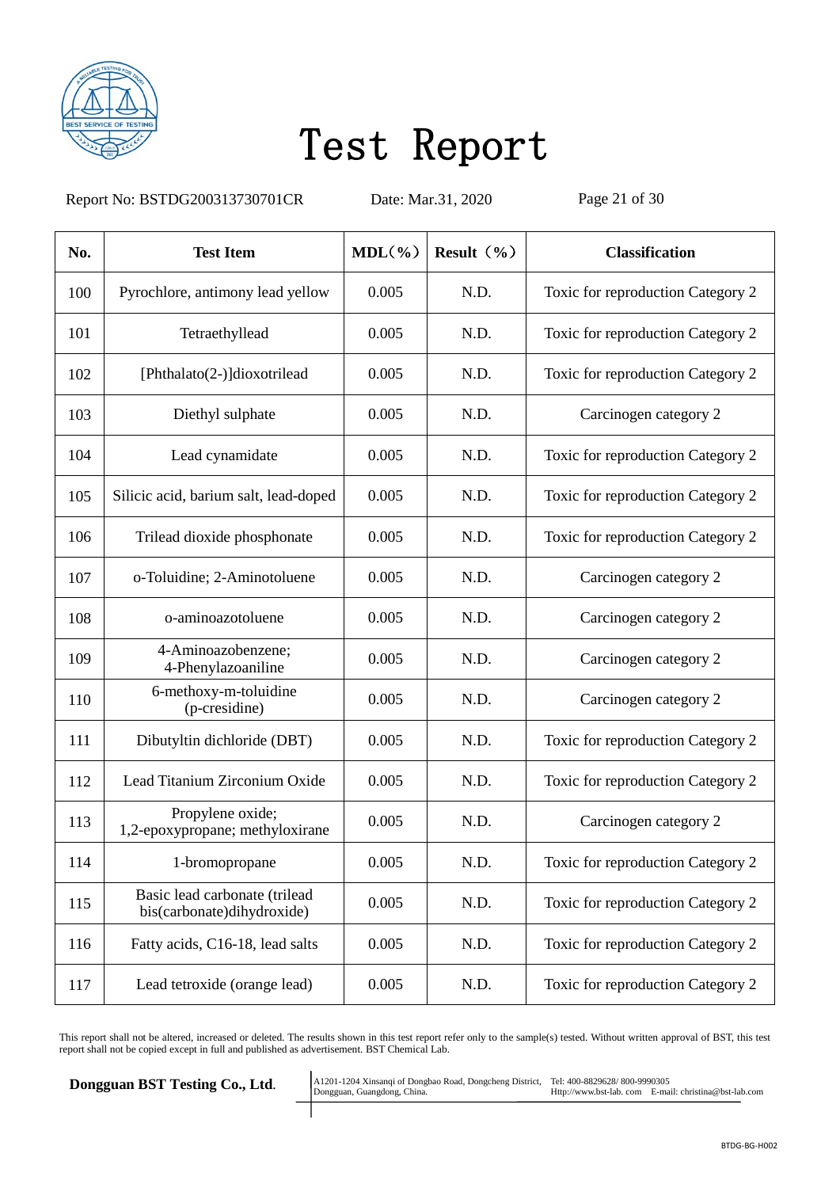# Test Report

Report No: BSTDG200313730701CR Date: Mar.31, 2020

| No. | Test Item | MDL（%） | Result（%） | Classification |
|---|---|---|---|---|
| 100 | Pyrochlore, antimony lead yellow | 0.005 | N.D. | Toxic for reproduction Category 2 |
| 101 | Tetraethyllead | 0.005 | N.D. | Toxic for reproduction Category 2 |
| 102 | [Phthalato(2-)]dioxotrilead | 0.005 | N.D. | Toxic for reproduction Category 2 |
| 103 | Diethyl sulphate | 0.005 | N.D. | Carcinogen category 2 |
| 104 | Lead cynamidate | 0.005 | N.D. | Toxic for reproduction Category 2 |
| 105 | Silicic acid, barium salt, lead-doped | 0.005 | N.D. | Toxic for reproduction Category 2 |
| 106 | Trilead dioxide phosphonate | 0.005 | N.D. | Toxic for reproduction Category 2 |
| 107 | o-Toluidine; 2-Aminotoluene | 0.005 | N.D. | Carcinogen category 2 |
| 108 | o-aminoazotoluene | 0.005 | N.D. | Carcinogen category 2 |
| 109 | 4-Aminoazobenzene; 4-Phenylazoaniline | 0.005 | N.D. | Carcinogen category 2 |
| 110 | 6-methoxy-m-toluidine (p-cresidine) | 0.005 | N.D. | Carcinogen category 2 |
| 111 | Dibutyltin dichloride (DBT) | 0.005 | N.D. | Toxic for reproduction Category 2 |
| 112 | Lead Titanium Zirconium Oxide | 0.005 | N.D. | Toxic for reproduction Category 2 |
| 113 | Propylene oxide; 1,2-epoxypropane; methyloxirane | 0.005 | N.D. | Carcinogen category 2 |
| 114 | 1-bromopropane | 0.005 | N.D. | Toxic for reproduction Category 2 |
| 115 | Basic lead carbonate (trilead bis(carbonate)dihydroxide) | 0.005 | N.D. | Toxic for reproduction Category 2 |
| 116 | Fatty acids, C16-18, lead salts | 0.005 | N.D. | Toxic for reproduction Category 2 |
| 117 | Lead tetroxide (orange lead) | 0.005 | N.D. | Toxic for reproduction Category 2 |

This report shall not be altered, increased or deleted. The results shown in this test report refer only to the sample(s) tested. Without written approval of BST, this test report shall not be copied except in full and published as advertisement. BST Chemical Lab.

**Dongguan BST Testing Co., Ltd.** A1201-1204 Xinsanqi of Dongbao Road, Dongcheng District, Dongguan, Guangdong, China. Tel: 400-8829628/ 800-9990305 Http://www.bst-lab. com E-mail: christina@bst-lab.com

BTDG-BG-H002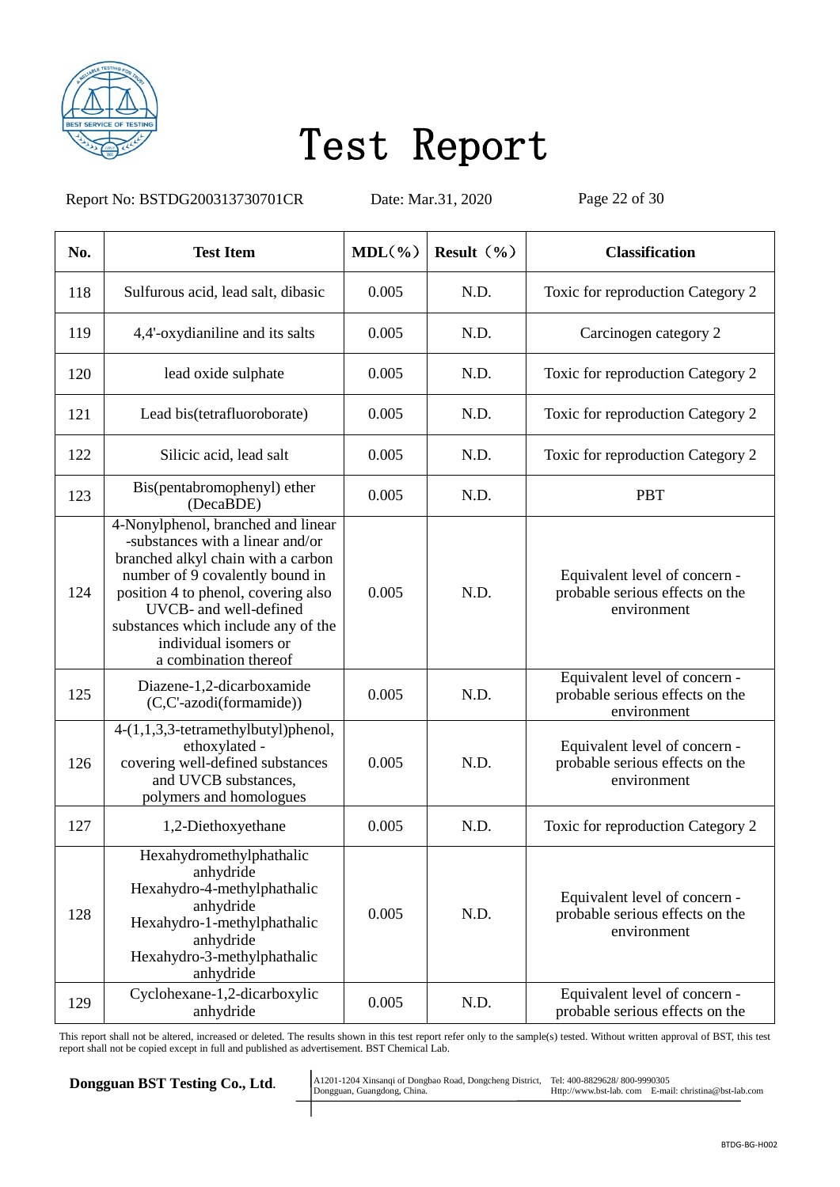# Test Report

Report No: BSTDG200313730701CR Date: Mar.31, 2020

| No. | Test Item | MDL(%) | Result（%） | Classification |
|---|---|---|---|---|
| 118 | Sulfurous acid, lead salt, dibasic | 0.005 | N.D. | Toxic for reproduction Category 2 |
| 119 | 4,4'-oxydianiline and its salts | 0.005 | N.D. | Carcinogen category 2 |
| 120 | lead oxide sulphate | 0.005 | N.D. | Toxic for reproduction Category 2 |
| 121 | Lead bis(tetrafluoroborate) | 0.005 | N.D. | Toxic for reproduction Category 2 |
| 122 | Silicic acid, lead salt | 0.005 | N.D. | Toxic for reproduction Category 2 |
| 123 | Bis(pentabromophenyl) ether (DecaBDE) | 0.005 | N.D. | PBT |
| 124 | 4-Nonylphenol, branched and linear -substances with a linear and/or branched alkyl chain with a carbon number of 9 covalently bound in position 4 to phenol, covering also UVCB- and well-defined substances which include any of the individual isomers or a combination thereof | 0.005 | N.D. | Equivalent level of concern - probable serious effects on the environment |
| 125 | Diazene-1,2-dicarboxamide (C,C'-azodi(formamide)) | 0.005 | N.D. | Equivalent level of concern - probable serious effects on the environment |
| 126 | 4-(1,1,3,3-tetramethylbutyl)phenol, ethoxylated - covering well-defined substances and UVCB substances, polymers and homologues | 0.005 | N.D. | Equivalent level of concern - probable serious effects on the environment |
| 127 | 1,2-Diethoxyethane | 0.005 | N.D. | Toxic for reproduction Category 2 |
| 128 | Hexahydromethylphathalic anhydride Hexahydro-4-methylphathalic anhydride Hexahydro-1-methylphathalic anhydride Hexahydro-3-methylphathalic anhydride | 0.005 | N.D. | Equivalent level of concern - probable serious effects on the environment |
| 129 | Cyclohexane-1,2-dicarboxylic anhydride | 0.005 | N.D. | Equivalent level of concern - probable serious effects on the |

This report shall not be altered, increased or deleted. The results shown in this test report refer only to the sample(s) tested. Without written approval of BST, this test report shall not be copied except in full and published as advertisement. BST Chemical Lab.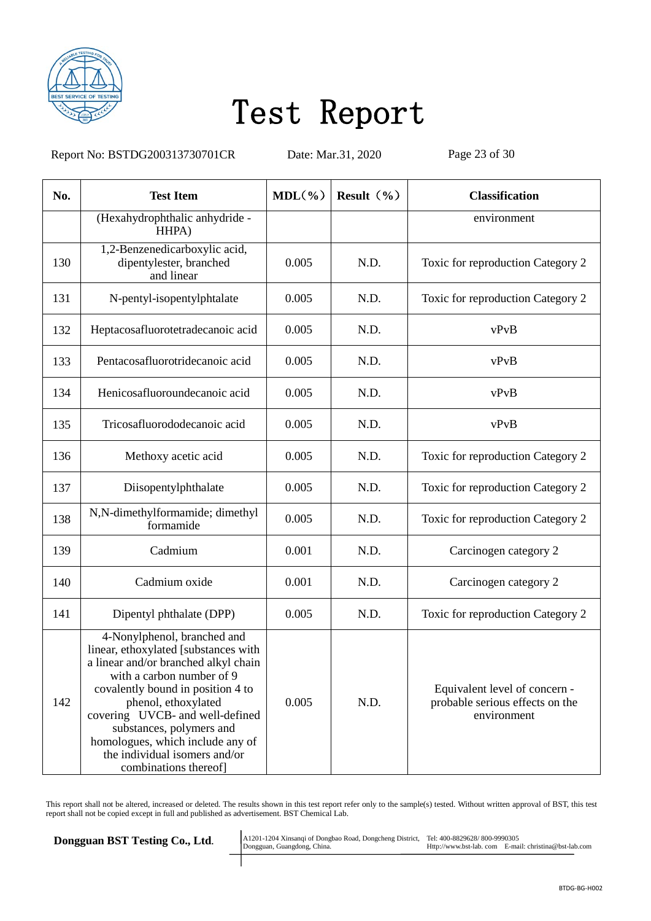# Test Report

Report No: BSTDG200313730701CR Date: Mar.31, 2020

| No. | Test Item | MDL(%) | Result（%） | Classification |
|---|---|---|---|---|
| | (Hexahydrophthalic anhydride - HHPA) | | | environment |
| 130 | 1,2-Benzenedicarboxylic acid, dipentylester, branched and linear | 0.005 | N.D. | Toxic for reproduction Category 2 |
| 131 | N-pentyl-isopentylphtalate | 0.005 | N.D. | Toxic for reproduction Category 2 |
| 132 | Heptacosafluorotetradecanoic acid | 0.005 | N.D. | vPvB |
| 133 | Pentacosafluorotridecanoic acid | 0.005 | N.D. | vPvB |
| 134 | Henicosafluoroundecanoic acid | 0.005 | N.D. | vPvB |
| 135 | Tricosafluorododecanoic acid | 0.005 | N.D. | vPvB |
| 136 | Methoxy acetic acid | 0.005 | N.D. | Toxic for reproduction Category 2 |
| 137 | Diisopentylphthalate | 0.005 | N.D. | Toxic for reproduction Category 2 |
| 138 | N,N-dimethylformamide; dimethyl formamide | 0.005 | N.D. | Toxic for reproduction Category 2 |
| 139 | Cadmium | 0.001 | N.D. | Carcinogen category 2 |
| 140 | Cadmium oxide | 0.001 | N.D. | Carcinogen category 2 |
| 141 | Dipentyl phthalate (DPP) | 0.005 | N.D. | Toxic for reproduction Category 2 |
| 142 | 4-Nonylphenol, branched and linear, ethoxylated [substances with a linear and/or branched alkyl chain with a carbon number of 9 covalently bound in position 4 to phenol, ethoxylated covering UVCB- and well-defined substances, polymers and homologues, which include any of the individual isomers and/or combinations thereof] | 0.005 | N.D. | Equivalent level of concern - probable serious effects on the environment |

This report shall not be altered, increased or deleted. The results shown in this test report refer only to the sample(s) tested. Without written approval of BST, this test report shall not be copied except in full and published as advertisement. BST Chemical Lab.

**Dongguan BST Testing Co., Ltd.** A1201-1204 Xinsanqi of Dongbao Road, Dongcheng District, Dongguan, Guangdong, China. Tel: 400-8829628/ 800-9990305 Http://www.bst-lab. com E-mail: christina@bst-lab.com

BTDG-BG-H002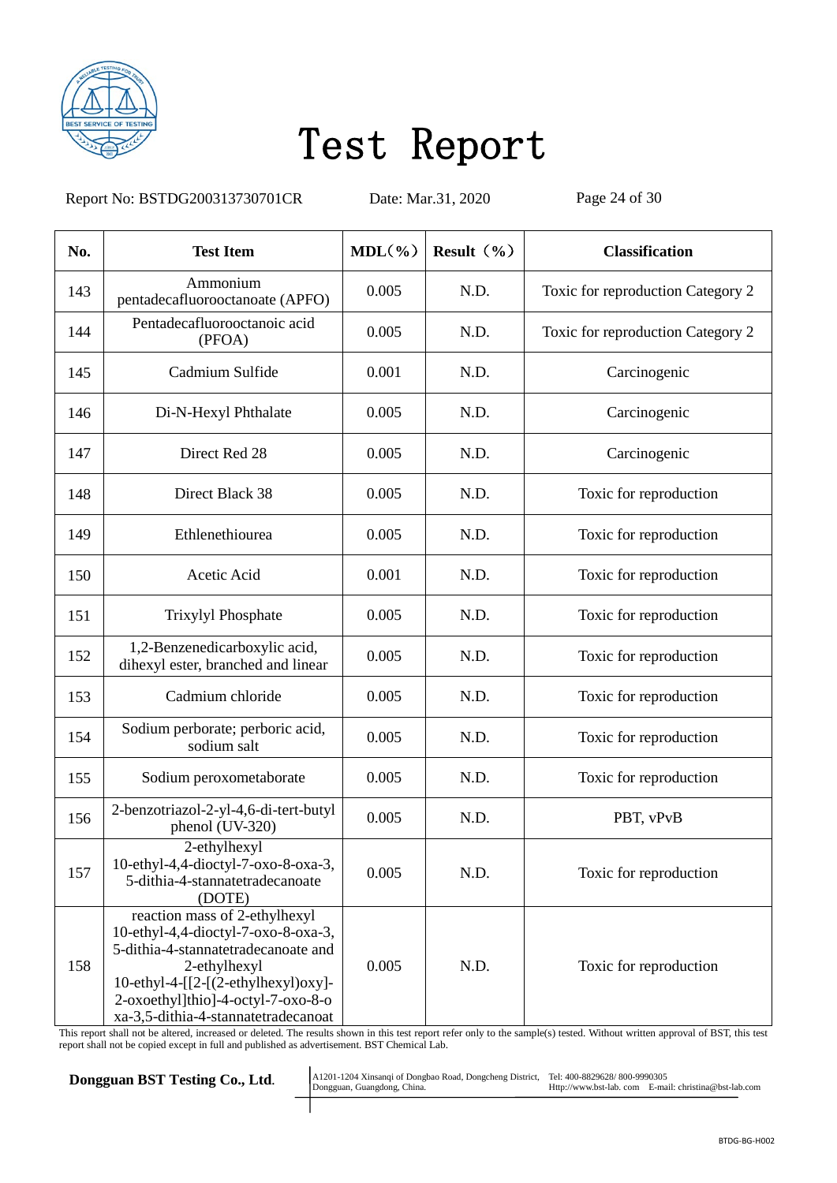# Test Report

Report No: BSTDG200313730701CR Date: Mar.31, 2020

| No. | Test Item | MDL（%） | Result （%） | Classification |
|---|---|---|---|---|
| 143 | Ammonium pentadecafluorooctanoate (APFO) | 0.005 | N.D. | Toxic for reproduction Category 2 |
| 144 | Pentadecafluorooctanoic acid (PFOA) | 0.005 | N.D. | Toxic for reproduction Category 2 |
| 145 | Cadmium Sulfide | 0.001 | N.D. | Carcinogenic |
| 146 | Di-N-Hexyl Phthalate | 0.005 | N.D. | Carcinogenic |
| 147 | Direct Red 28 | 0.005 | N.D. | Carcinogenic |
| 148 | Direct Black 38 | 0.005 | N.D. | Toxic for reproduction |
| 149 | Ethlenethiourea | 0.005 | N.D. | Toxic for reproduction |
| 150 | Acetic Acid | 0.001 | N.D. | Toxic for reproduction |
| 151 | Trixylyl Phosphate | 0.005 | N.D. | Toxic for reproduction |
| 152 | 1,2-Benzenedicarboxylic acid, dihexyl ester, branched and linear | 0.005 | N.D. | Toxic for reproduction |
| 153 | Cadmium chloride | 0.005 | N.D. | Toxic for reproduction |
| 154 | Sodium perborate; perboric acid, sodium salt | 0.005 | N.D. | Toxic for reproduction |
| 155 | Sodium peroxometaborate | 0.005 | N.D. | Toxic for reproduction |
| 156 | 2-benzotriazol-2-yl-4,6-di-tert-butyl phenol (UV-320) | 0.005 | N.D. | PBT, vPvB |
| 157 | 2-ethylhexyl 10-ethyl-4,4-dioctyl-7-oxo-8-oxa-3, 5-dithia-4-stannatetradecanoate (DOTE) | 0.005 | N.D. | Toxic for reproduction |
| 158 | reaction mass of 2-ethylhexyl 10-ethyl-4,4-dioctyl-7-oxo-8-oxa-3, 5-dithia-4-stannatetradecanoate and 2-ethylhexyl 10-ethyl-4-[[2-[(2-ethylhexyl)oxy]-2-oxoethyl]thio]-4-octyl-7-oxo-8-oxa-3,5-dithia-4-stannatetradecanoat | 0.005 | N.D. | Toxic for reproduction |

This report shall not be altered, increased or deleted. The results shown in this test report refer only to the sample(s) tested. Without written approval of BST, this test report shall not be copied except in full and published as advertisement. BST Chemical Lab.

**Dongguan BST Testing Co., Ltd.** A1201-1204 Xinsanqi of Dongbao Road, Dongcheng District, Dongguan, Guangdong, China. Tel: 400-8829628/ 800-9990305 Http://www.bst-lab. com E-mail: christina@bst-lab.com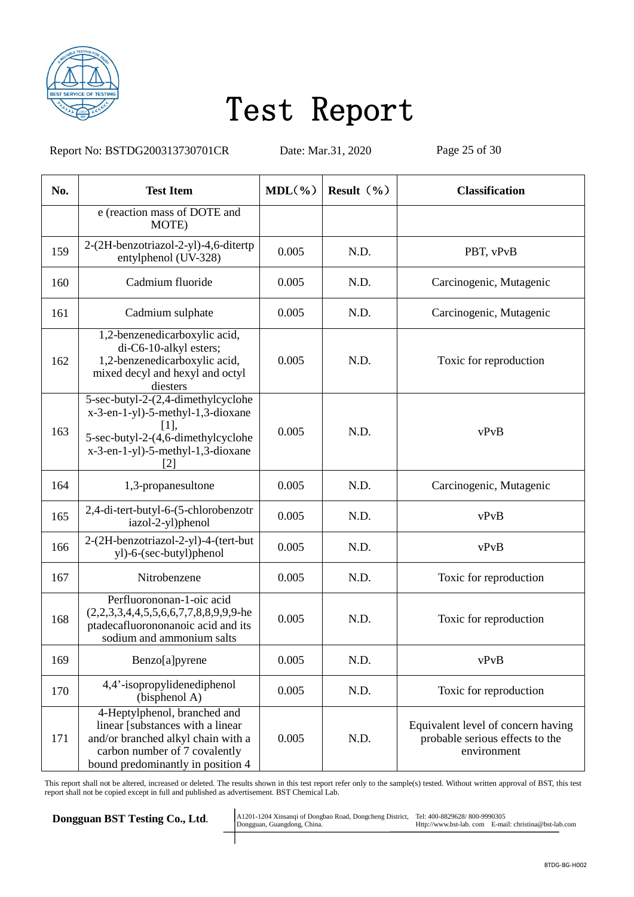# Test Report

Report No: BSTDG200313730701CR Date: Mar.31, 2020

| No. | Test Item | MDL(%) | Result（%） | Classification |
|---|---|---|---|---|
| | e (reaction mass of DOTE and MOTE) | | | |
| 159 | 2-(2H-benzotriazol-2-yl)-4,6-ditertpentylphenol (UV-328) | 0.005 | N.D. | PBT, vPvB |
| 160 | Cadmium fluoride | 0.005 | N.D. | Carcinogenic, Mutagenic |
| 161 | Cadmium sulphate | 0.005 | N.D. | Carcinogenic, Mutagenic |
| 162 | 1,2-benzenedicarboxylic acid, di-C6-10-alkyl esters; 1,2-benzenedicarboxylic acid, mixed decyl and hexyl and octyl diesters | 0.005 | N.D. | Toxic for reproduction |
| 163 | 5-sec-butyl-2-(2,4-dimethylcyclohex-3-en-1-yl)-5-methyl-1,3-dioxane [1], 5-sec-butyl-2-(4,6-dimethylcyclohex-3-en-1-yl)-5-methyl-1,3-dioxane [2] | 0.005 | N.D. | vPvB |
| 164 | 1,3-propanesultone | 0.005 | N.D. | Carcinogenic, Mutagenic |
| 165 | 2,4-di-tert-butyl-6-(5-chlorobenzotriazol-2-yl)phenol | 0.005 | N.D. | vPvB |
| 166 | 2-(2H-benzotriazol-2-yl)-4-(tert-butyl)-6-(sec-butyl)phenol | 0.005 | N.D. | vPvB |
| 167 | Nitrobenzene | 0.005 | N.D. | Toxic for reproduction |
| 168 | Perfluorononan-1-oic acid (2,2,3,3,4,4,5,5,6,6,7,7,8,8,9,9,9-heptadecafluorononanoic acid and its sodium and ammonium salts | 0.005 | N.D. | Toxic for reproduction |
| 169 | Benzo[a]pyrene | 0.005 | N.D. | vPvB |
| 170 | 4,4’-isopropylidenediphenol (bisphenol A) | 0.005 | N.D. | Toxic for reproduction |
| 171 | 4-Heptylphenol, branched and linear [substances with a linear and/or branched alkyl chain with a carbon number of 7 covalently bound predominantly in position 4 | 0.005 | N.D. | Equivalent level of concern having probable serious effects to the environment |

This report shall not be altered, increased or deleted. The results shown in this test report refer only to the sample(s) tested. Without written approval of BST, this test report shall not be copied except in full and published as advertisement. BST Chemical Lab.

**Dongguan BST Testing Co., Ltd.** A1201-1204 Xinsanqi of Dongbao Road, Dongcheng District, Dongguan, Guangdong, China. Tel: 400-8829628/ 800-9990305 Http://www.bst-lab. com E-mail: christina@bst-lab.com

BTDG-BG-H002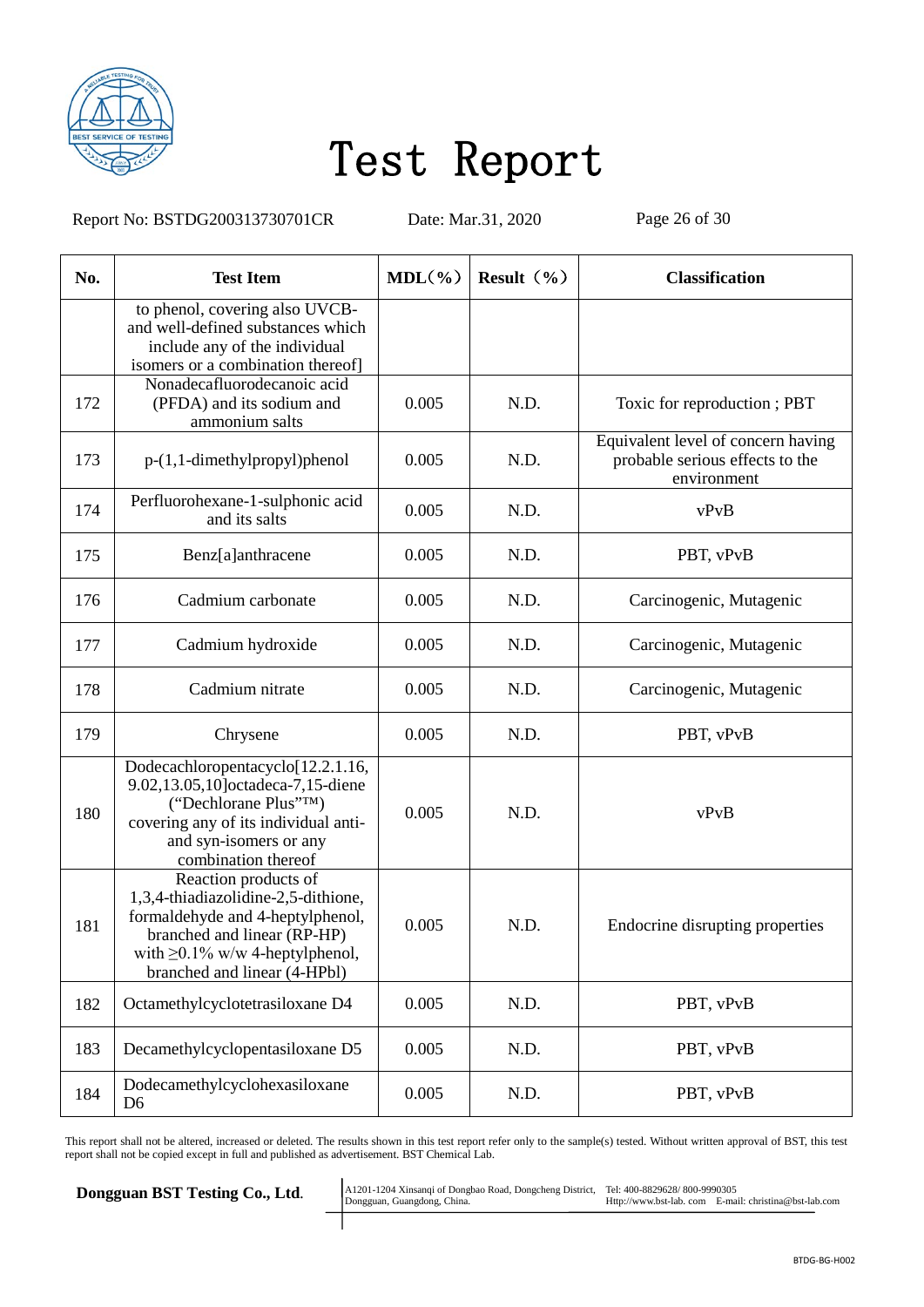| No. | Test Item | MDL（%） | Result（%） | Classification |
|---|---|---|---|---|
| | to phenol, covering also UVCB- and well-defined substances which include any of the individual isomers or a combination thereof] | | | |
| 172 | Nonadecafluorodecanoic acid (PFDA) and its sodium and ammonium salts | 0.005 | N.D. | Toxic for reproduction ; PBT |
| 173 | p-(1,1-dimethylpropyl)phenol | 0.005 | N.D. | Equivalent level of concern having probable serious effects to the environment |
| 174 | Perfluorohexane-1-sulphonic acid and its salts | 0.005 | N.D. | vPvB |
| 175 | Benz[a]anthracene | 0.005 | N.D. | PBT, vPvB |
| 176 | Cadmium carbonate | 0.005 | N.D. | Carcinogenic, Mutagenic |
| 177 | Cadmium hydroxide | 0.005 | N.D. | Carcinogenic, Mutagenic |
| 178 | Cadmium nitrate | 0.005 | N.D. | Carcinogenic, Mutagenic |
| 179 | Chrysene | 0.005 | N.D. | PBT, vPvB |
| 180 | Dodecachloropentacyclo[12.2.1.16, 9.02,13.05,10]octadeca-7,15-diene (“Dechlorane Plus”™) covering any of its individual anti- and syn-isomers or any combination thereof | 0.005 | N.D. | vPvB |
| 181 | Reaction products of 1,3,4-thiadiazolidine-2,5-dithione, formaldehyde and 4-heptylphenol, branched and linear (RP-HP) with ≥0.1% w/w 4-heptylphenol, branched and linear (4-HPbl) | 0.005 | N.D. | Endocrine disrupting properties |
| 182 | Octamethylcyclotetrasiloxane D4 | 0.005 | N.D. | PBT, vPvB |
| 183 | Decamethylcyclopentasiloxane D5 | 0.005 | N.D. | PBT, vPvB |
| 184 | Dodecamethylcyclohexasiloxane D6 | 0.005 | N.D. | PBT, vPvB |

This report shall not be altered, increased or deleted. The results shown in this test report refer only to the sample(s) tested. Without written approval of BST, this test report shall not be copied except in full and published as advertisement. BST Chemical Lab.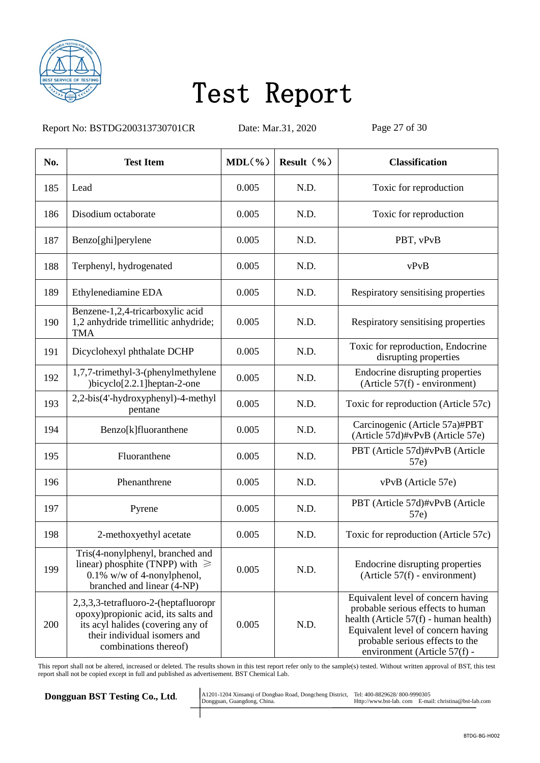# Test Report

Report No: BSTDG200313730701CR　　Date: Mar.31, 2020

| No. | Test Item | MDL（%） | Result （%） | Classification |
|---|---|---|---|---|
| 185 | Lead | 0.005 | N.D. | Toxic for reproduction |
| 186 | Disodium octaborate | 0.005 | N.D. | Toxic for reproduction |
| 187 | Benzo[ghi]perylene | 0.005 | N.D. | PBT, vPvB |
| 188 | Terphenyl, hydrogenated | 0.005 | N.D. | vPvB |
| 189 | Ethylenediamine EDA | 0.005 | N.D. | Respiratory sensitising properties |
| 190 | Benzene-1,2,4-tricarboxylic acid 1,2 anhydride trimellitic anhydride; TMA | 0.005 | N.D. | Respiratory sensitising properties |
| 191 | Dicyclohexyl phthalate DCHP | 0.005 | N.D. | Toxic for reproduction, Endocrine disrupting properties |
| 192 | 1,7,7-trimethyl-3-(phenylmethylene)bicyclo[2.2.1]heptan-2-one | 0.005 | N.D. | Endocrine disrupting properties (Article 57(f) - environment) |
| 193 | 2,2-bis(4'-hydroxyphenyl)-4-methyl pentane | 0.005 | N.D. | Toxic for reproduction (Article 57c) |
| 194 | Benzo[k]fluoranthene | 0.005 | N.D. | Carcinogenic (Article 57a)#PBT (Article 57d)#vPvB (Article 57e) |
| 195 | Fluoranthene | 0.005 | N.D. | PBT (Article 57d)#vPvB (Article 57e) |
| 196 | Phenanthrene | 0.005 | N.D. | vPvB (Article 57e) |
| 197 | Pyrene | 0.005 | N.D. | PBT (Article 57d)#vPvB (Article 57e) |
| 198 | 2-methoxyethyl acetate | 0.005 | N.D. | Toxic for reproduction (Article 57c) |
| 199 | Tris(4-nonylphenyl, branched and linear) phosphite (TNPP) with ≥ 0.1% w/w of 4-nonylphenol, branched and linear (4-NP) | 0.005 | N.D. | Endocrine disrupting properties (Article 57(f) - environment) |
| 200 | 2,3,3,3-tetrafluoro-2-(heptafluoropropoxy)propionic acid, its salts and its acyl halides (covering any of their individual isomers and combinations thereof) | 0.005 | N.D. | Equivalent level of concern having probable serious effects to human health (Article 57(f) - human health) Equivalent level of concern having probable serious effects to the environment (Article 57(f) - |

This report shall not be altered, increased or deleted. The results shown in this test report refer only to the sample(s) tested. Without written approval of BST, this test report shall not be copied except in full and published as advertisement. BST Chemical Lab.

**Dongguan BST Testing Co., Ltd.**　A1201-1204 Xinsanqi of Dongbao Road, Dongcheng District, Dongguan, Guangdong, China.　Tel: 400-8829628/ 800-9990305　Http://www.bst-lab. com　E-mail: christina@bst-lab.com

BTDG-BG-H002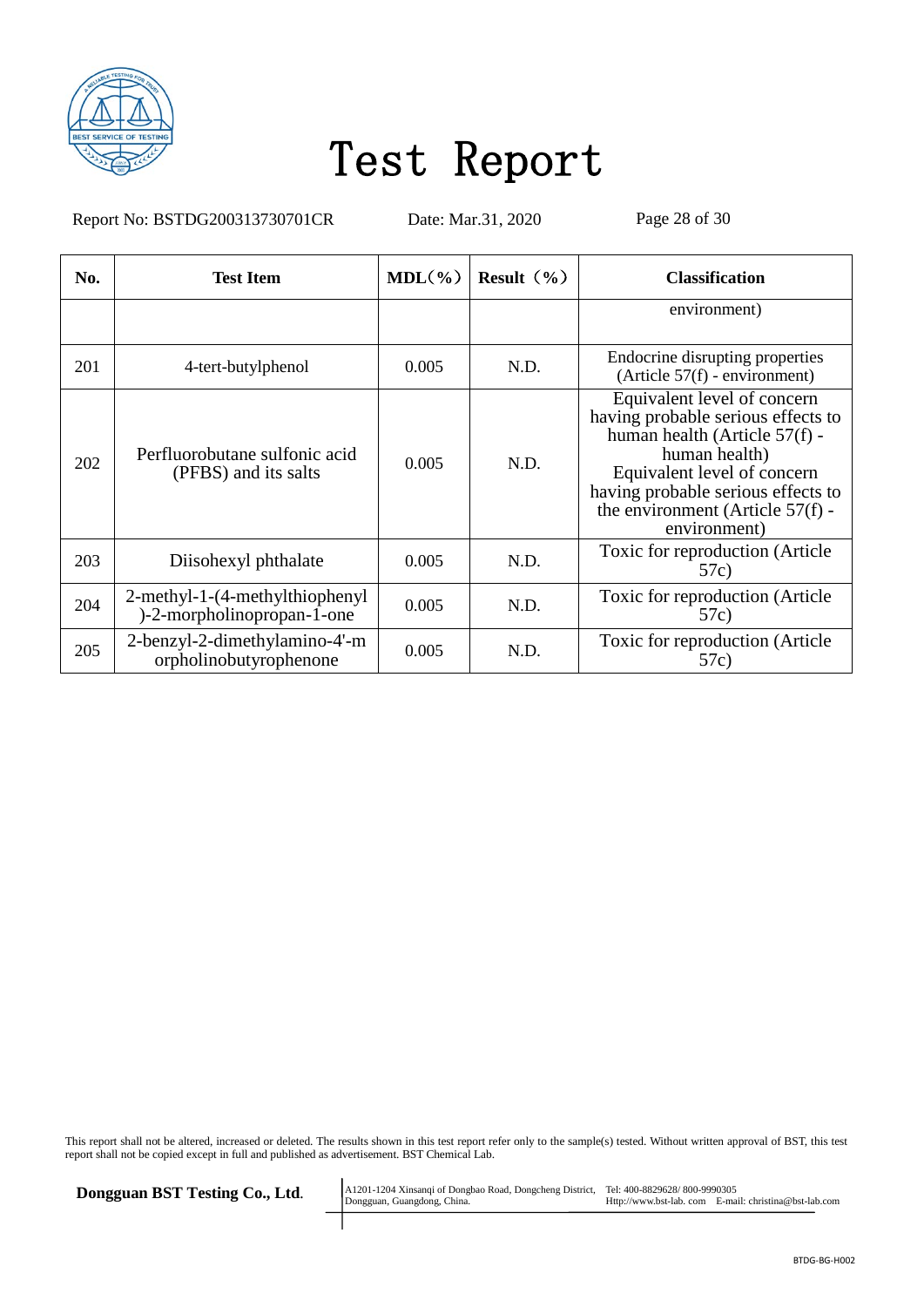# Test Report

Report No: BSTDG200313730701CR  Date: Mar.31, 2020

| No. | Test Item | MDL(%) | Result (%) | Classification |
|---|---|---|---|---|
| | | | | environment) |
| 201 | 4-tert-butylphenol | 0.005 | N.D. | Endocrine disrupting properties (Article 57(f) - environment) |
| 202 | Perfluorobutane sulfonic acid (PFBS) and its salts | 0.005 | N.D. | Equivalent level of concern having probable serious effects to human health (Article 57(f) - human health) Equivalent level of concern having probable serious effects to the environment (Article 57(f) - environment) |
| 203 | Diisohexyl phthalate | 0.005 | N.D. | Toxic for reproduction (Article 57c) |
| 204 | 2-methyl-1-(4-methylthiophenyl)-2-morpholinopropan-1-one | 0.005 | N.D. | Toxic for reproduction (Article 57c) |
| 205 | 2-benzyl-2-dimethylamino-4'-morpholinobutyrophenone | 0.005 | N.D. | Toxic for reproduction (Article 57c) |

This report shall not be altered, increased or deleted. The results shown in this test report refer only to the sample(s) tested. Without written approval of BST, this test report shall not be copied except in full and published as advertisement. BST Chemical Lab.

**Dongguan BST Testing Co., Ltd.**

A1201-1204 Xinsanqi of Dongbao Road, Dongcheng District, Dongguan, Guangdong, China.

Tel: 400-8829628/ 800-9990305
Http://www.bst-lab. com E-mail: christina@bst-lab.com

BTDG-BG-H002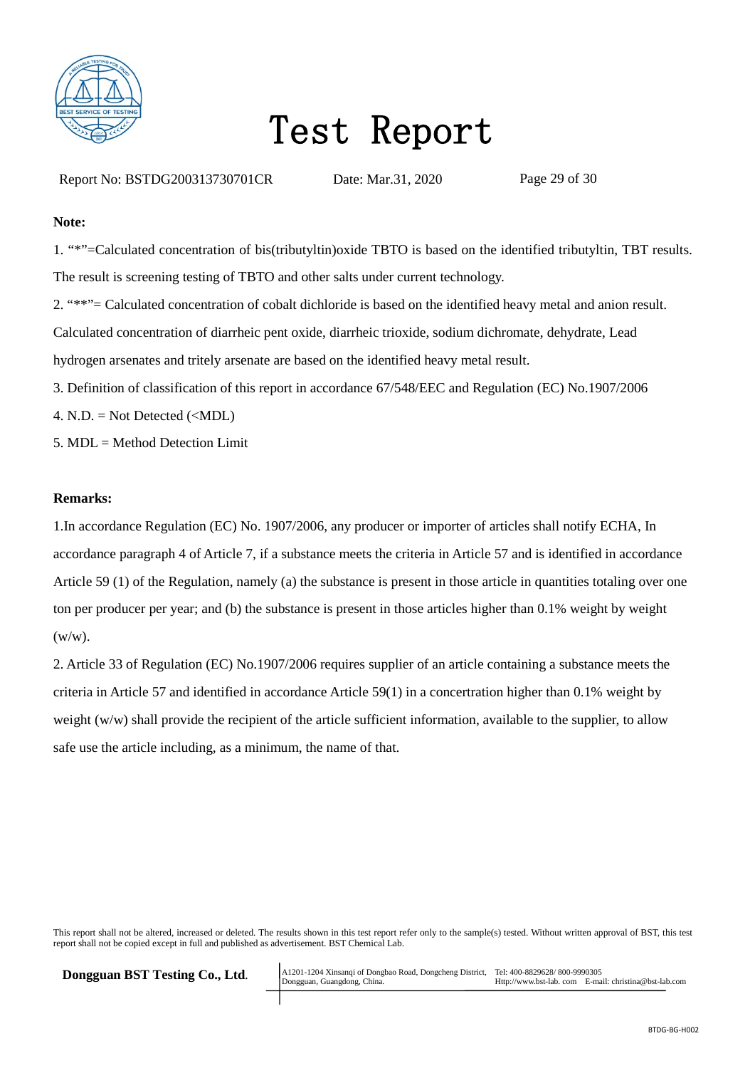**Note:**

1. "*"=Calculated concentration of bis(tributyltin)oxide TBTO is based on the identified tributyltin, TBT results. The result is screening testing of TBTO and other salts under current technology.

2. "**"= Calculated concentration of cobalt dichloride is based on the identified heavy metal and anion result. Calculated concentration of diarrheic pent oxide, diarrheic trioxide, sodium dichromate, dehydrate, Lead hydrogen arsenates and tritely arsenate are based on the identified heavy metal result.

3. Definition of classification of this report in accordance 67/548/EEC and Regulation (EC) No.1907/2006

4. N.D. = Not Detected (<MDL)

5. MDL = Method Detection Limit

**Remarks:**

1.In accordance Regulation (EC) No. 1907/2006, any producer or importer of articles shall notify ECHA, In accordance paragraph 4 of Article 7, if a substance meets the criteria in Article 57 and is identified in accordance Article 59 (1) of the Regulation, namely (a) the substance is present in those article in quantities totaling over one ton per producer per year; and (b) the substance is present in those articles higher than 0.1% weight by weight (w/w).

2. Article 33 of Regulation (EC) No.1907/2006 requires supplier of an article containing a substance meets the criteria in Article 57 and identified in accordance Article 59(1) in a concertration higher than 0.1% weight by weight (w/w) shall provide the recipient of the article sufficient information, available to the supplier, to allow safe use the article including, as a minimum, the name of that.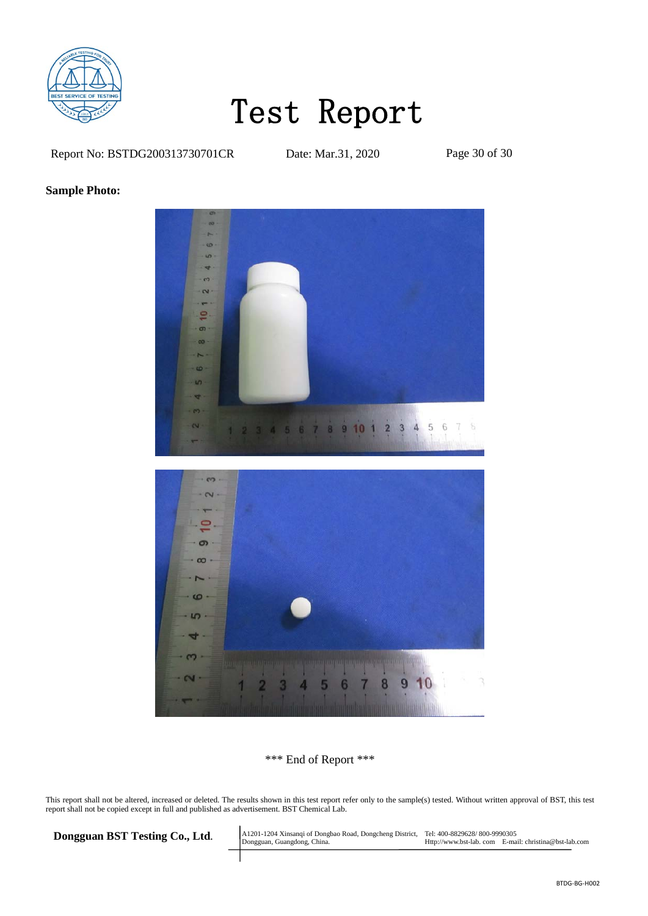**Sample Photo:**

*** End of Report ***

This report shall not be altered, increased or deleted. The results shown in this test report refer only to the sample(s) tested. Without written approval of BST, this test report shall not be copied except in full and published as advertisement. BST Chemical Lab.